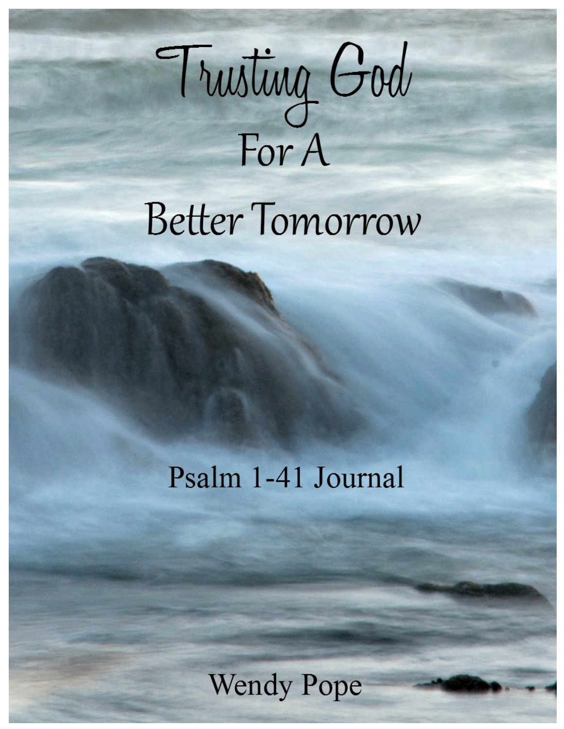# Trusting God For A Better Tomorrow

Psalm 1-41 Journal

Wendy Pope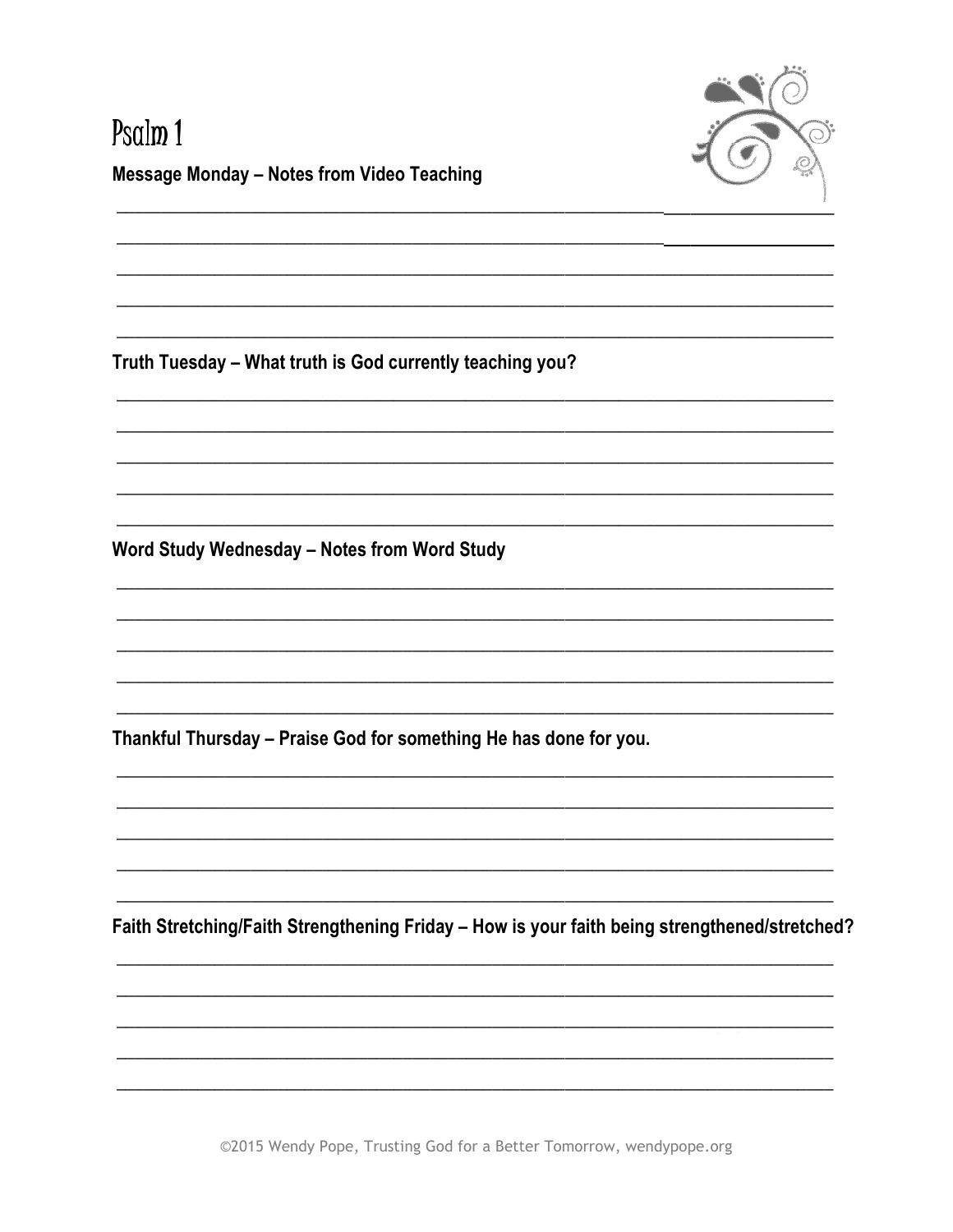# Psalm 1

**Message Monday – Notes from Video Teaching**

**Truth Tuesday – What truth is God currently teaching you?**

**Word Study Wednesday – Notes from Word Study**

**Thankful Thursday – Praise God for something He has done for you.**

**Faith Stretching/Faith Strengthening Friday – How is your faith being strengthened/stretched?**

©2015 Wendy Pope, Trusting God for a Better Tomorrow, wendypope.org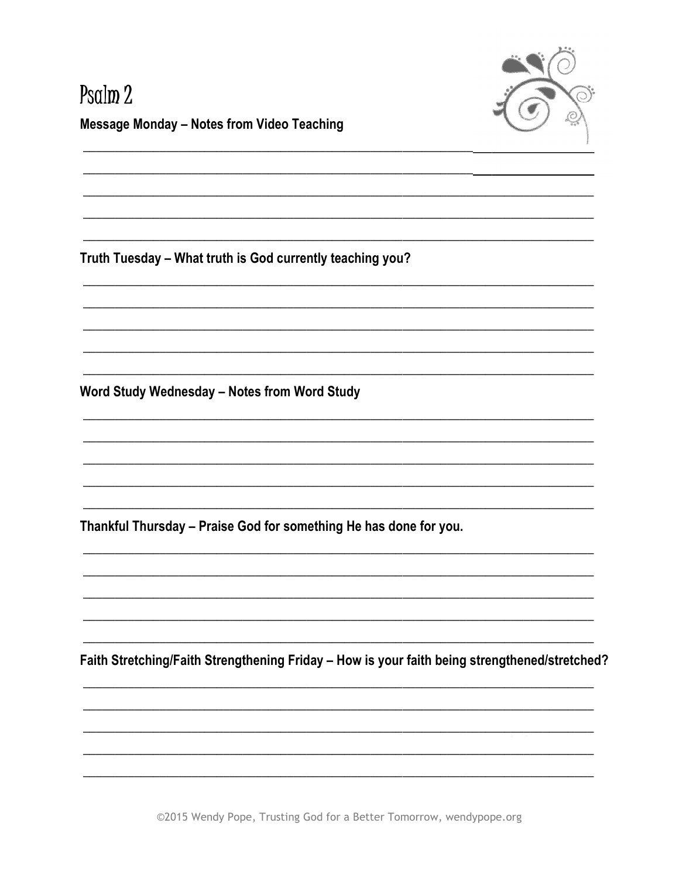# Psalm 2

**Message Monday – Notes from Video Teaching**

**Truth Tuesday – What truth is God currently teaching you?**

**Word Study Wednesday – Notes from Word Study**

**Thankful Thursday – Praise God for something He has done for you.**

**Faith Stretching/Faith Strengthening Friday – How is your faith being strengthened/stretched?**

©2015 Wendy Pope, Trusting God for a Better Tomorrow, wendypope.org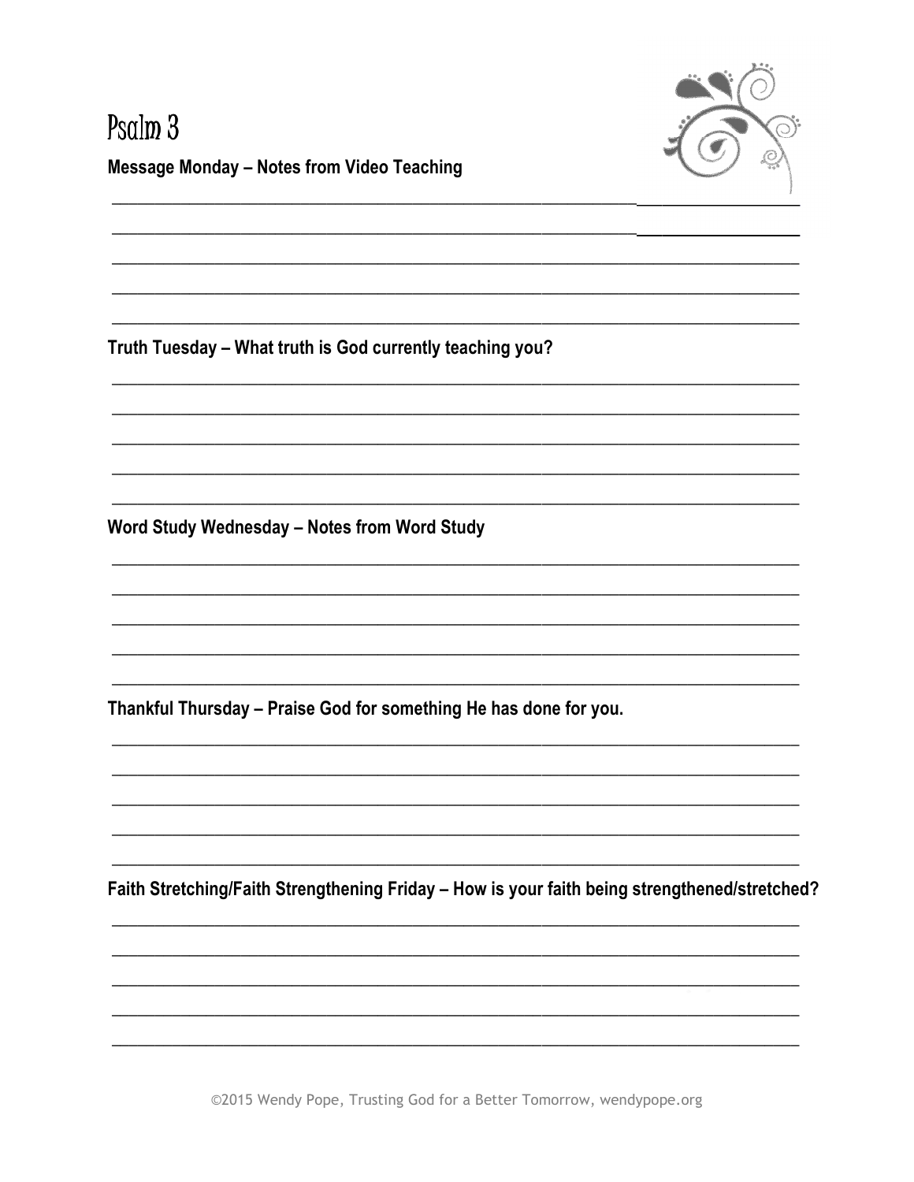# Psalm 3

**Message Monday – Notes from Video Teaching**

**Truth Tuesday – What truth is God currently teaching you?**

**Word Study Wednesday – Notes from Word Study**

**Thankful Thursday – Praise God for something He has done for you.**

**Faith Stretching/Faith Strengthening Friday – How is your faith being strengthened/stretched?**

©2015 Wendy Pope, Trusting God for a Better Tomorrow, wendypope.org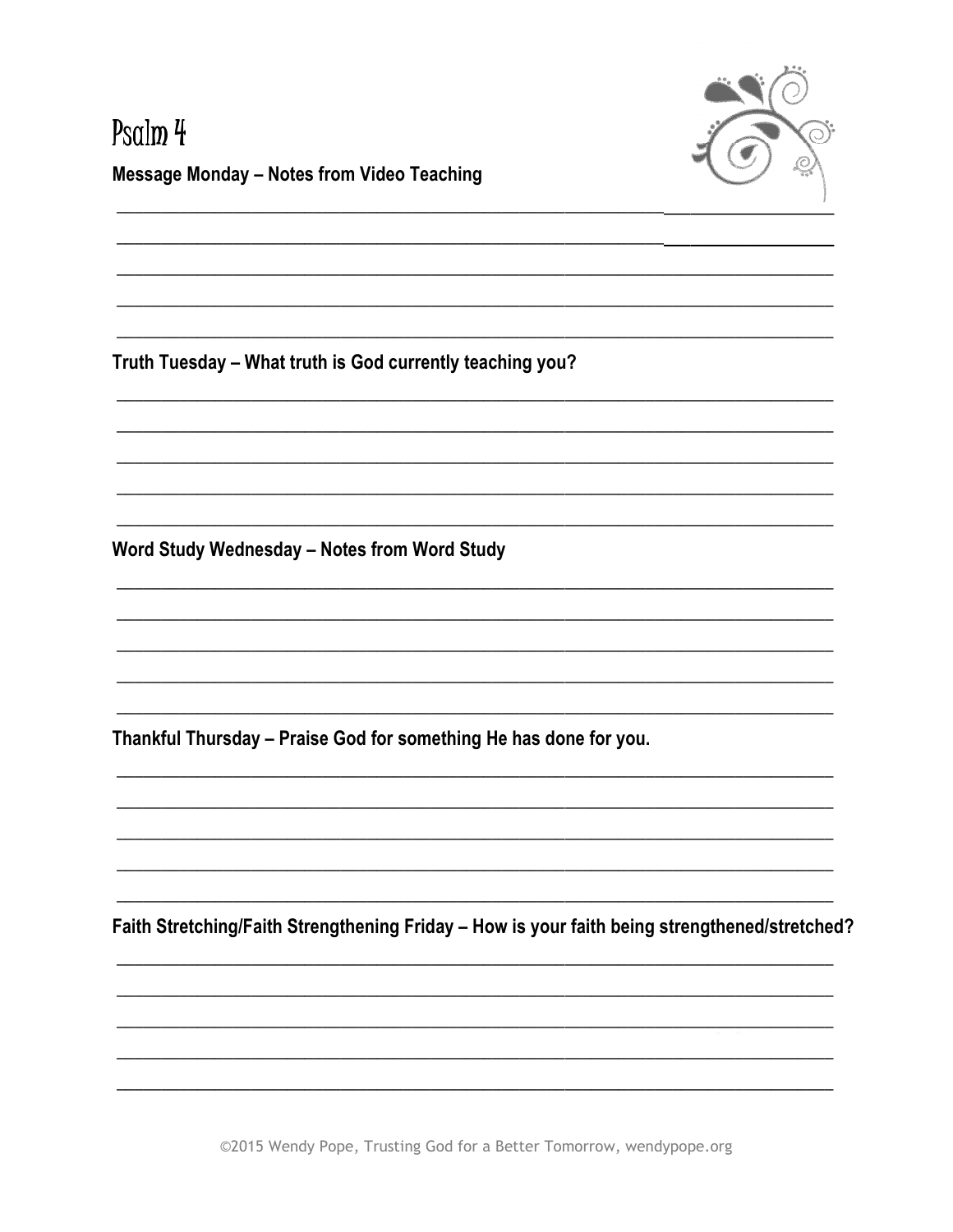# Psalm 4

**Message Monday – Notes from Video Teaching**

**Truth Tuesday – What truth is God currently teaching you?**

**Word Study Wednesday – Notes from Word Study**

**Thankful Thursday – Praise God for something He has done for you.**

**Faith Stretching/Faith Strengthening Friday – How is your faith being strengthened/stretched?**

©2015 Wendy Pope, Trusting God for a Better Tomorrow, wendypope.org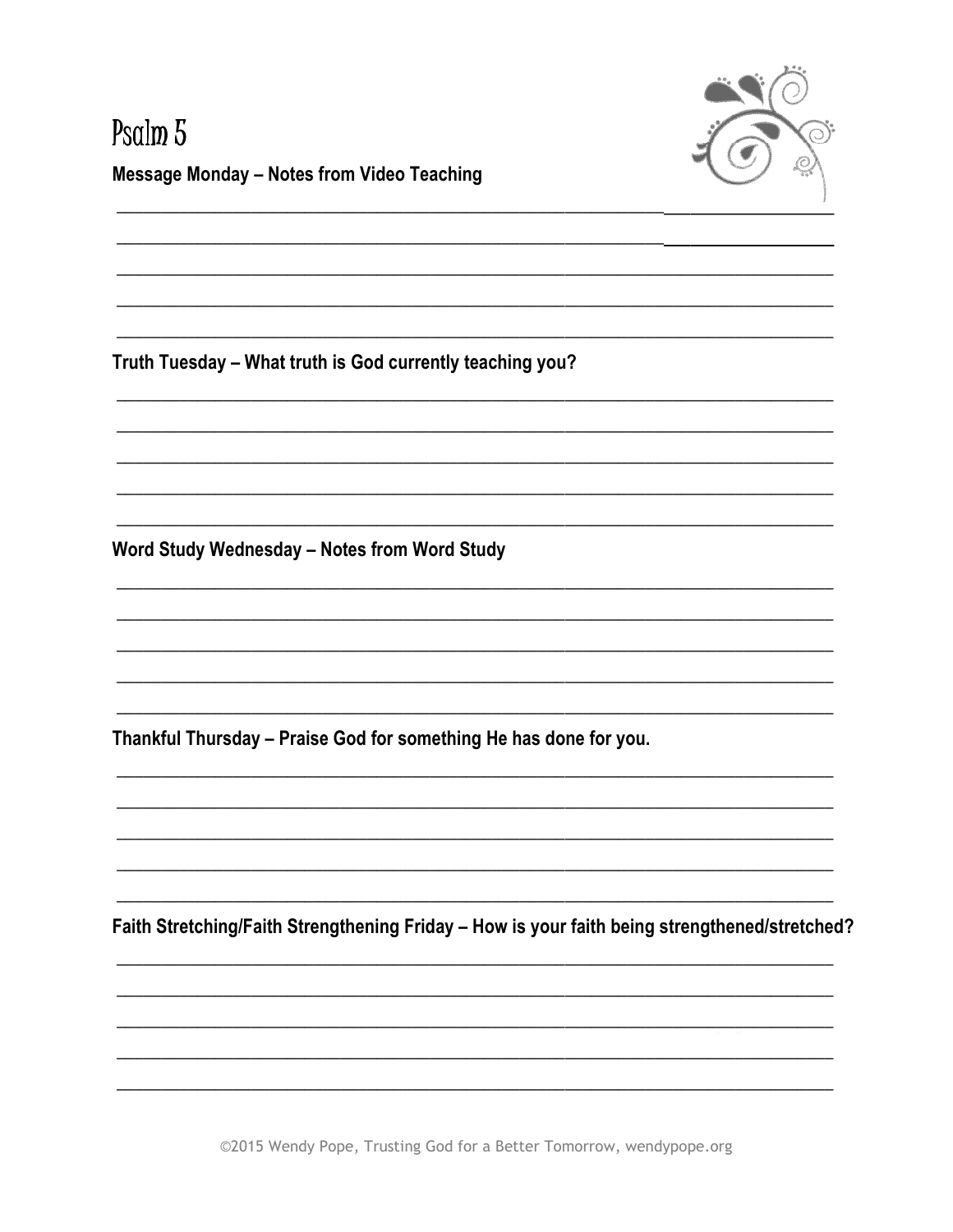# Psalm 5

**Message Monday – Notes from Video Teaching**

**Truth Tuesday – What truth is God currently teaching you?**

**Word Study Wednesday – Notes from Word Study**

**Thankful Thursday – Praise God for something He has done for you.**

**Faith Stretching/Faith Strengthening Friday – How is your faith being strengthened/stretched?**

©2015 Wendy Pope, Trusting God for a Better Tomorrow, wendypope.org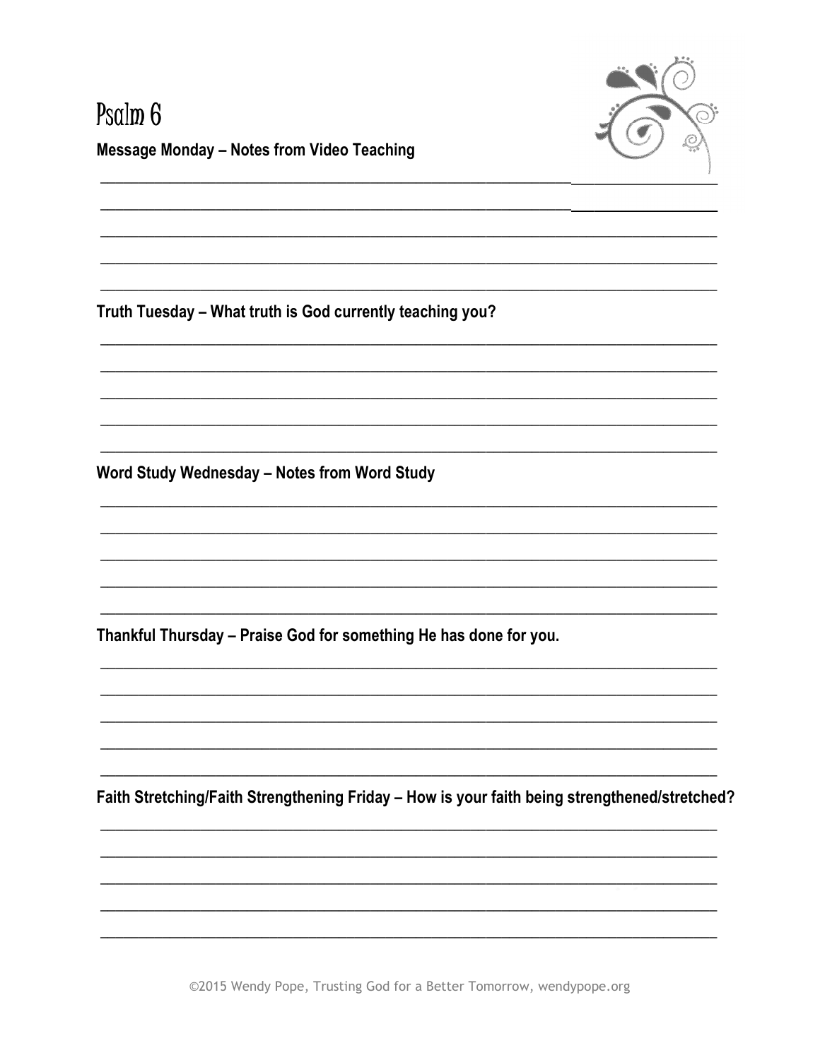# Psalm 6

**Message Monday – Notes from Video Teaching**

\_\_\_\_\_\_\_\_\_\_\_\_\_\_\_\_\_\_\_\_\_\_\_\_\_\_\_\_\_\_\_\_\_\_\_\_\_\_\_\_\_\_\_\_\_\_\_\_\_\_\_\_\_\_\_\_\_\_\_\_\_\_\_\_\_\_\_\_\_\_\_\_\_\_\_\_\_\_

\_\_\_\_\_\_\_\_\_\_\_\_\_\_\_\_\_\_\_\_\_\_\_\_\_\_\_\_\_\_\_\_\_\_\_\_\_\_\_\_\_\_\_\_\_\_\_\_\_\_\_\_\_\_\_\_\_\_\_\_\_\_\_\_\_\_\_\_\_\_\_\_\_\_\_\_\_\_

\_\_\_\_\_\_\_\_\_\_\_\_\_\_\_\_\_\_\_\_\_\_\_\_\_\_\_\_\_\_\_\_\_\_\_\_\_\_\_\_\_\_\_\_\_\_\_\_\_\_\_\_\_\_\_\_\_\_\_\_\_\_\_\_\_\_\_\_\_\_\_\_\_\_\_\_\_\_

\_\_\_\_\_\_\_\_\_\_\_\_\_\_\_\_\_\_\_\_\_\_\_\_\_\_\_\_\_\_\_\_\_\_\_\_\_\_\_\_\_\_\_\_\_\_\_\_\_\_\_\_\_\_\_\_\_\_\_\_\_\_\_\_\_\_\_\_\_\_\_\_\_\_\_\_\_\_

\_\_\_\_\_\_\_\_\_\_\_\_\_\_\_\_\_\_\_\_\_\_\_\_\_\_\_\_\_\_\_\_\_\_\_\_\_\_\_\_\_\_\_\_\_\_\_\_\_\_\_\_\_\_\_\_\_\_\_\_\_\_\_\_\_\_\_\_\_\_\_\_\_\_\_\_\_\_

**Truth Tuesday – What truth is God currently teaching you?**

\_\_\_\_\_\_\_\_\_\_\_\_\_\_\_\_\_\_\_\_\_\_\_\_\_\_\_\_\_\_\_\_\_\_\_\_\_\_\_\_\_\_\_\_\_\_\_\_\_\_\_\_\_\_\_\_\_\_\_\_\_\_\_\_\_\_\_\_\_\_\_\_\_\_\_\_\_\_

\_\_\_\_\_\_\_\_\_\_\_\_\_\_\_\_\_\_\_\_\_\_\_\_\_\_\_\_\_\_\_\_\_\_\_\_\_\_\_\_\_\_\_\_\_\_\_\_\_\_\_\_\_\_\_\_\_\_\_\_\_\_\_\_\_\_\_\_\_\_\_\_\_\_\_\_\_\_

\_\_\_\_\_\_\_\_\_\_\_\_\_\_\_\_\_\_\_\_\_\_\_\_\_\_\_\_\_\_\_\_\_\_\_\_\_\_\_\_\_\_\_\_\_\_\_\_\_\_\_\_\_\_\_\_\_\_\_\_\_\_\_\_\_\_\_\_\_\_\_\_\_\_\_\_\_\_

\_\_\_\_\_\_\_\_\_\_\_\_\_\_\_\_\_\_\_\_\_\_\_\_\_\_\_\_\_\_\_\_\_\_\_\_\_\_\_\_\_\_\_\_\_\_\_\_\_\_\_\_\_\_\_\_\_\_\_\_\_\_\_\_\_\_\_\_\_\_\_\_\_\_\_\_\_\_

\_\_\_\_\_\_\_\_\_\_\_\_\_\_\_\_\_\_\_\_\_\_\_\_\_\_\_\_\_\_\_\_\_\_\_\_\_\_\_\_\_\_\_\_\_\_\_\_\_\_\_\_\_\_\_\_\_\_\_\_\_\_\_\_\_\_\_\_\_\_\_\_\_\_\_\_\_\_

**Word Study Wednesday – Notes from Word Study**

\_\_\_\_\_\_\_\_\_\_\_\_\_\_\_\_\_\_\_\_\_\_\_\_\_\_\_\_\_\_\_\_\_\_\_\_\_\_\_\_\_\_\_\_\_\_\_\_\_\_\_\_\_\_\_\_\_\_\_\_\_\_\_\_\_\_\_\_\_\_\_\_\_\_\_\_\_\_

\_\_\_\_\_\_\_\_\_\_\_\_\_\_\_\_\_\_\_\_\_\_\_\_\_\_\_\_\_\_\_\_\_\_\_\_\_\_\_\_\_\_\_\_\_\_\_\_\_\_\_\_\_\_\_\_\_\_\_\_\_\_\_\_\_\_\_\_\_\_\_\_\_\_\_\_\_\_

\_\_\_\_\_\_\_\_\_\_\_\_\_\_\_\_\_\_\_\_\_\_\_\_\_\_\_\_\_\_\_\_\_\_\_\_\_\_\_\_\_\_\_\_\_\_\_\_\_\_\_\_\_\_\_\_\_\_\_\_\_\_\_\_\_\_\_\_\_\_\_\_\_\_\_\_\_\_

\_\_\_\_\_\_\_\_\_\_\_\_\_\_\_\_\_\_\_\_\_\_\_\_\_\_\_\_\_\_\_\_\_\_\_\_\_\_\_\_\_\_\_\_\_\_\_\_\_\_\_\_\_\_\_\_\_\_\_\_\_\_\_\_\_\_\_\_\_\_\_\_\_\_\_\_\_\_

\_\_\_\_\_\_\_\_\_\_\_\_\_\_\_\_\_\_\_\_\_\_\_\_\_\_\_\_\_\_\_\_\_\_\_\_\_\_\_\_\_\_\_\_\_\_\_\_\_\_\_\_\_\_\_\_\_\_\_\_\_\_\_\_\_\_\_\_\_\_\_\_\_\_\_\_\_\_

**Thankful Thursday – Praise God for something He has done for you.**

\_\_\_\_\_\_\_\_\_\_\_\_\_\_\_\_\_\_\_\_\_\_\_\_\_\_\_\_\_\_\_\_\_\_\_\_\_\_\_\_\_\_\_\_\_\_\_\_\_\_\_\_\_\_\_\_\_\_\_\_\_\_\_\_\_\_\_\_\_\_\_\_\_\_\_\_\_\_

\_\_\_\_\_\_\_\_\_\_\_\_\_\_\_\_\_\_\_\_\_\_\_\_\_\_\_\_\_\_\_\_\_\_\_\_\_\_\_\_\_\_\_\_\_\_\_\_\_\_\_\_\_\_\_\_\_\_\_\_\_\_\_\_\_\_\_\_\_\_\_\_\_\_\_\_\_\_

\_\_\_\_\_\_\_\_\_\_\_\_\_\_\_\_\_\_\_\_\_\_\_\_\_\_\_\_\_\_\_\_\_\_\_\_\_\_\_\_\_\_\_\_\_\_\_\_\_\_\_\_\_\_\_\_\_\_\_\_\_\_\_\_\_\_\_\_\_\_\_\_\_\_\_\_\_\_

\_\_\_\_\_\_\_\_\_\_\_\_\_\_\_\_\_\_\_\_\_\_\_\_\_\_\_\_\_\_\_\_\_\_\_\_\_\_\_\_\_\_\_\_\_\_\_\_\_\_\_\_\_\_\_\_\_\_\_\_\_\_\_\_\_\_\_\_\_\_\_\_\_\_\_\_\_\_

\_\_\_\_\_\_\_\_\_\_\_\_\_\_\_\_\_\_\_\_\_\_\_\_\_\_\_\_\_\_\_\_\_\_\_\_\_\_\_\_\_\_\_\_\_\_\_\_\_\_\_\_\_\_\_\_\_\_\_\_\_\_\_\_\_\_\_\_\_\_\_\_\_\_\_\_\_\_

**Faith Stretching/Faith Strengthening Friday – How is your faith being strengthened/stretched?**

\_\_\_\_\_\_\_\_\_\_\_\_\_\_\_\_\_\_\_\_\_\_\_\_\_\_\_\_\_\_\_\_\_\_\_\_\_\_\_\_\_\_\_\_\_\_\_\_\_\_\_\_\_\_\_\_\_\_\_\_\_\_\_\_\_\_\_\_\_\_\_\_\_\_\_\_\_\_

\_\_\_\_\_\_\_\_\_\_\_\_\_\_\_\_\_\_\_\_\_\_\_\_\_\_\_\_\_\_\_\_\_\_\_\_\_\_\_\_\_\_\_\_\_\_\_\_\_\_\_\_\_\_\_\_\_\_\_\_\_\_\_\_\_\_\_\_\_\_\_\_\_\_\_\_\_\_

\_\_\_\_\_\_\_\_\_\_\_\_\_\_\_\_\_\_\_\_\_\_\_\_\_\_\_\_\_\_\_\_\_\_\_\_\_\_\_\_\_\_\_\_\_\_\_\_\_\_\_\_\_\_\_\_\_\_\_\_\_\_\_\_\_\_\_\_\_\_\_\_\_\_\_\_\_\_

\_\_\_\_\_\_\_\_\_\_\_\_\_\_\_\_\_\_\_\_\_\_\_\_\_\_\_\_\_\_\_\_\_\_\_\_\_\_\_\_\_\_\_\_\_\_\_\_\_\_\_\_\_\_\_\_\_\_\_\_\_\_\_\_\_\_\_\_\_\_\_\_\_\_\_\_\_\_

\_\_\_\_\_\_\_\_\_\_\_\_\_\_\_\_\_\_\_\_\_\_\_\_\_\_\_\_\_\_\_\_\_\_\_\_\_\_\_\_\_\_\_\_\_\_\_\_\_\_\_\_\_\_\_\_\_\_\_\_\_\_\_\_\_\_\_\_\_\_\_\_\_\_\_\_\_\_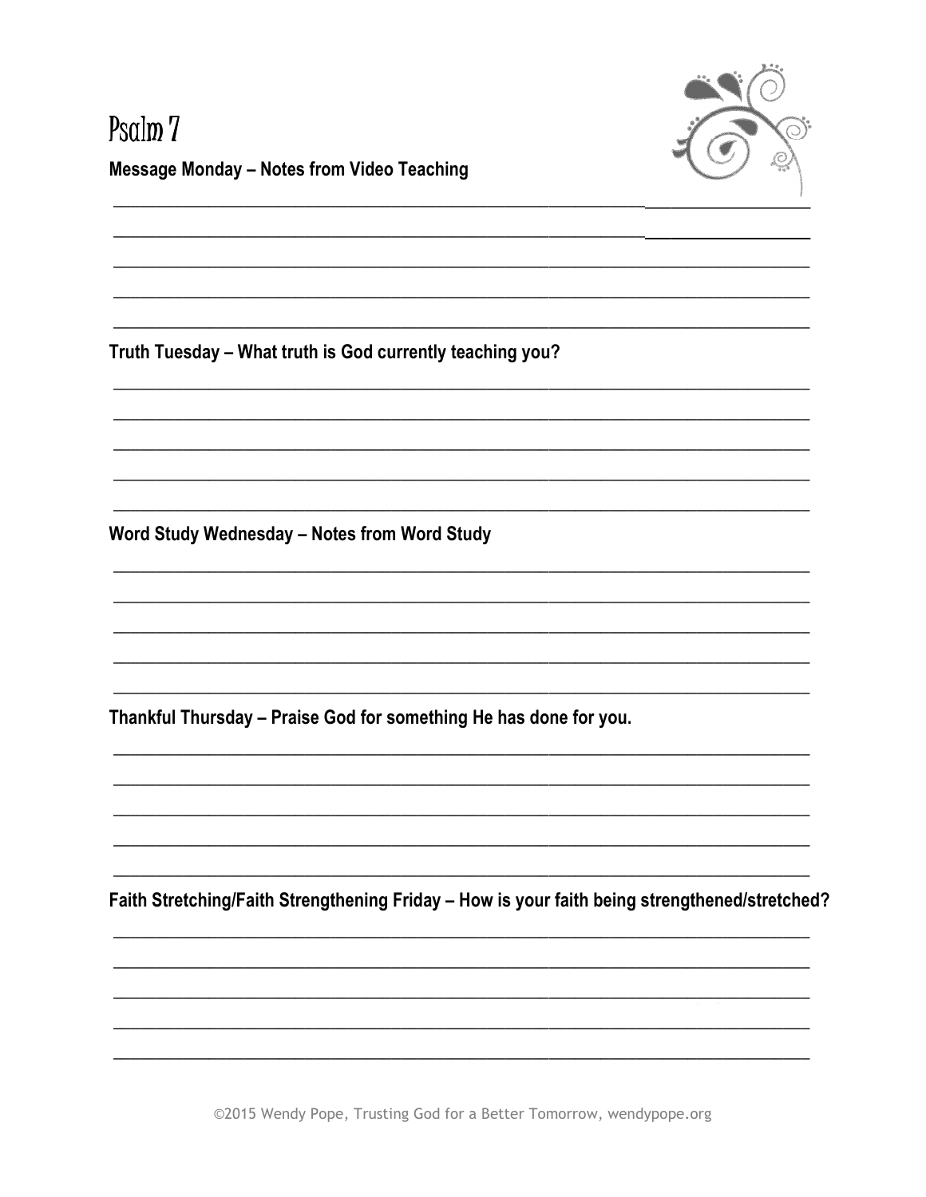# Psalm 7

**Message Monday – Notes from Video Teaching**

**Truth Tuesday – What truth is God currently teaching you?**

**Word Study Wednesday – Notes from Word Study**

**Thankful Thursday – Praise God for something He has done for you.**

**Faith Stretching/Faith Strengthening Friday – How is your faith being strengthened/stretched?**

©2015 Wendy Pope, Trusting God for a Better Tomorrow, wendypope.org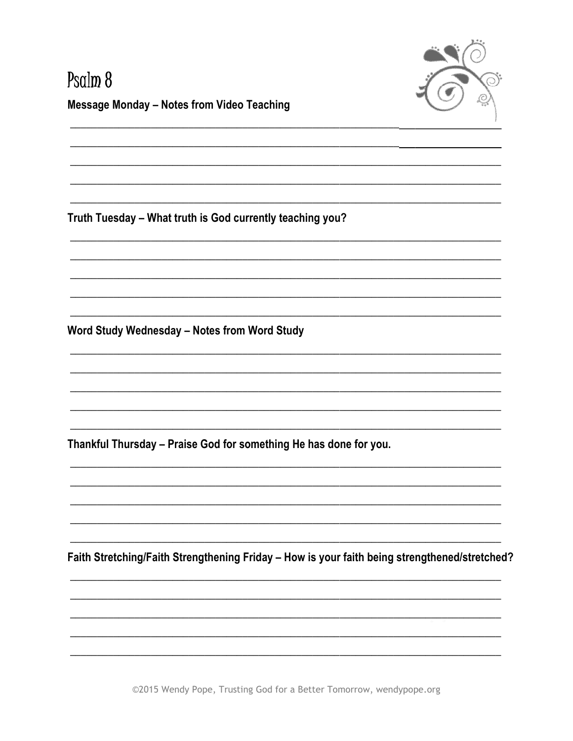# Psalm 8

**Message Monday – Notes from Video Teaching**

**Truth Tuesday – What truth is God currently teaching you?**

**Word Study Wednesday – Notes from Word Study**

**Thankful Thursday – Praise God for something He has done for you.**

**Faith Stretching/Faith Strengthening Friday – How is your faith being strengthened/stretched?**

©2015 Wendy Pope, Trusting God for a Better Tomorrow, wendypope.org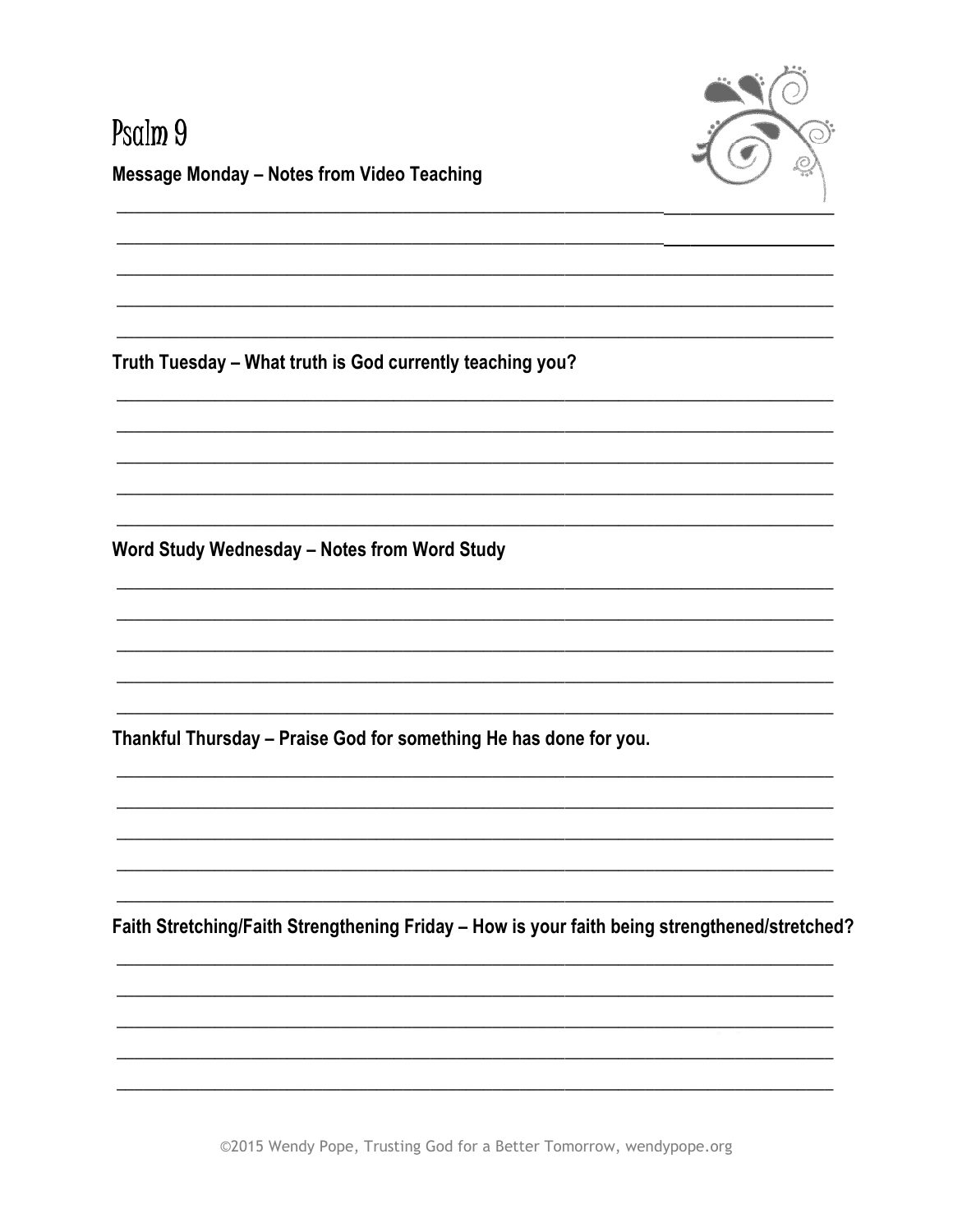# Psalm 9

**Message Monday – Notes from Video Teaching**

**Truth Tuesday – What truth is God currently teaching you?**

**Word Study Wednesday – Notes from Word Study**

**Thankful Thursday – Praise God for something He has done for you.**

**Faith Stretching/Faith Strengthening Friday – How is your faith being strengthened/stretched?**

©2015 Wendy Pope, Trusting God for a Better Tomorrow, wendypope.org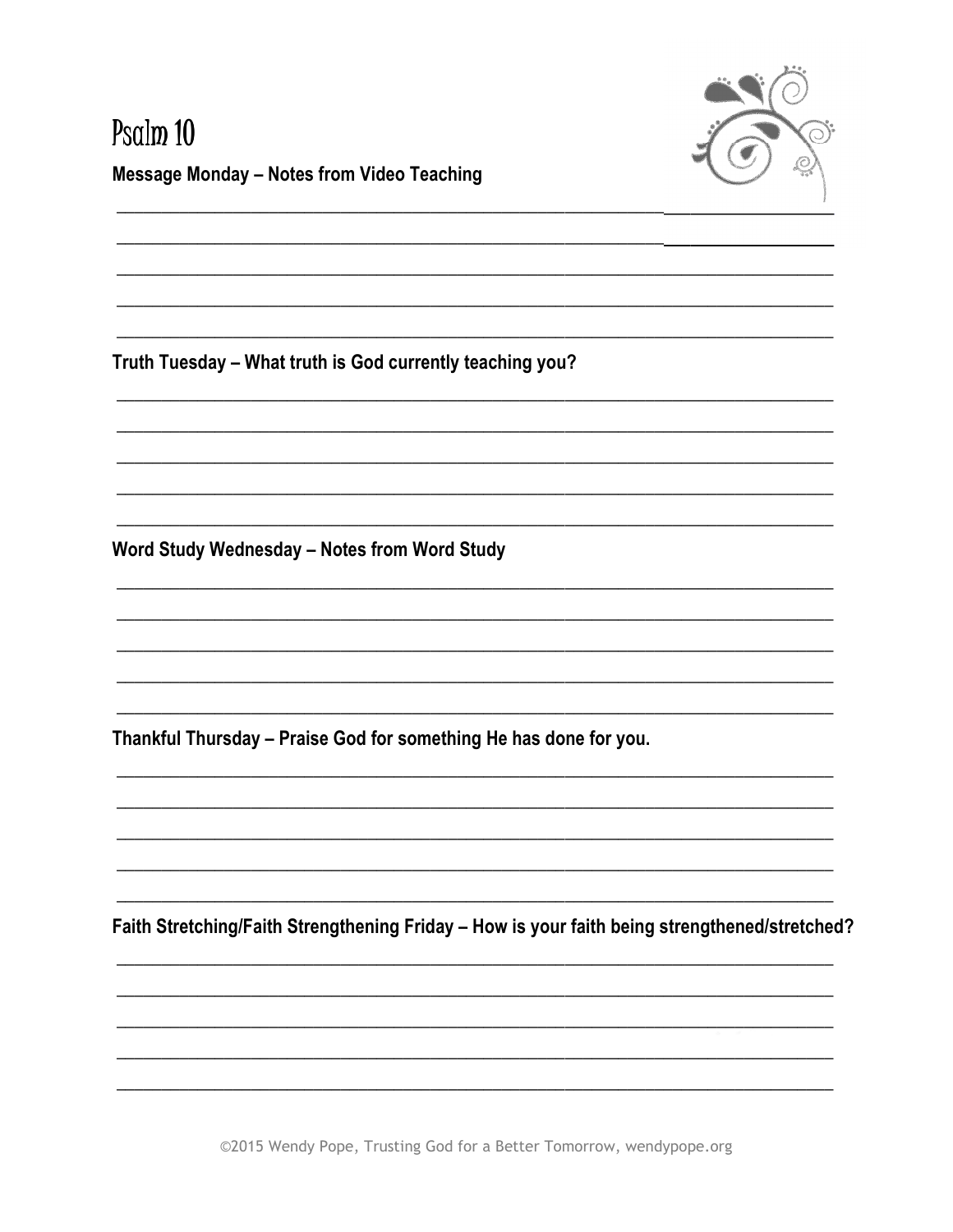# Psalm 10

**Message Monday – Notes from Video Teaching**

**Truth Tuesday – What truth is God currently teaching you?**

**Word Study Wednesday – Notes from Word Study**

**Thankful Thursday – Praise God for something He has done for you.**

**Faith Stretching/Faith Strengthening Friday – How is your faith being strengthened/stretched?**

©2015 Wendy Pope, Trusting God for a Better Tomorrow, wendypope.org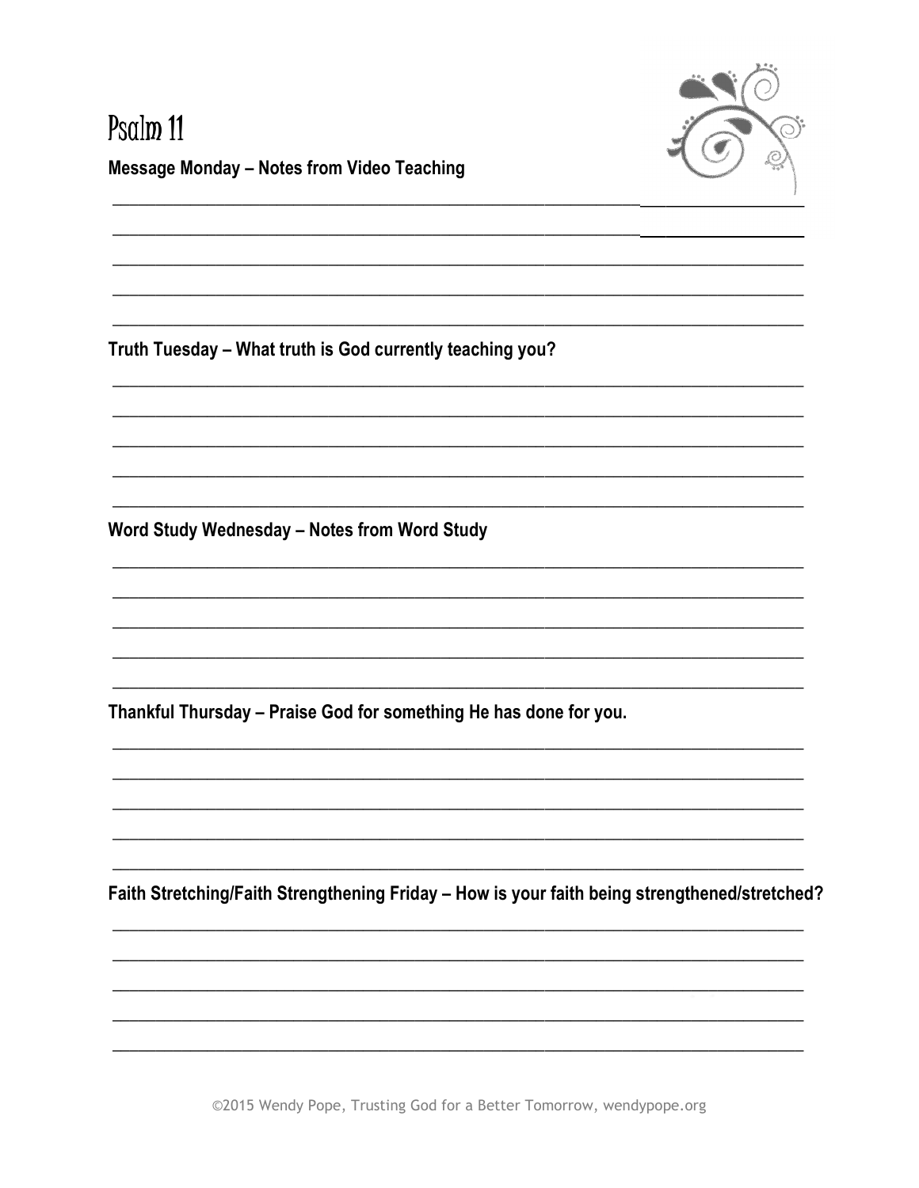# Psalm 11

**Message Monday – Notes from Video Teaching**

**Truth Tuesday – What truth is God currently teaching you?**

**Word Study Wednesday – Notes from Word Study**

**Thankful Thursday – Praise God for something He has done for you.**

**Faith Stretching/Faith Strengthening Friday – How is your faith being strengthened/stretched?**

©2015 Wendy Pope, Trusting God for a Better Tomorrow, wendypope.org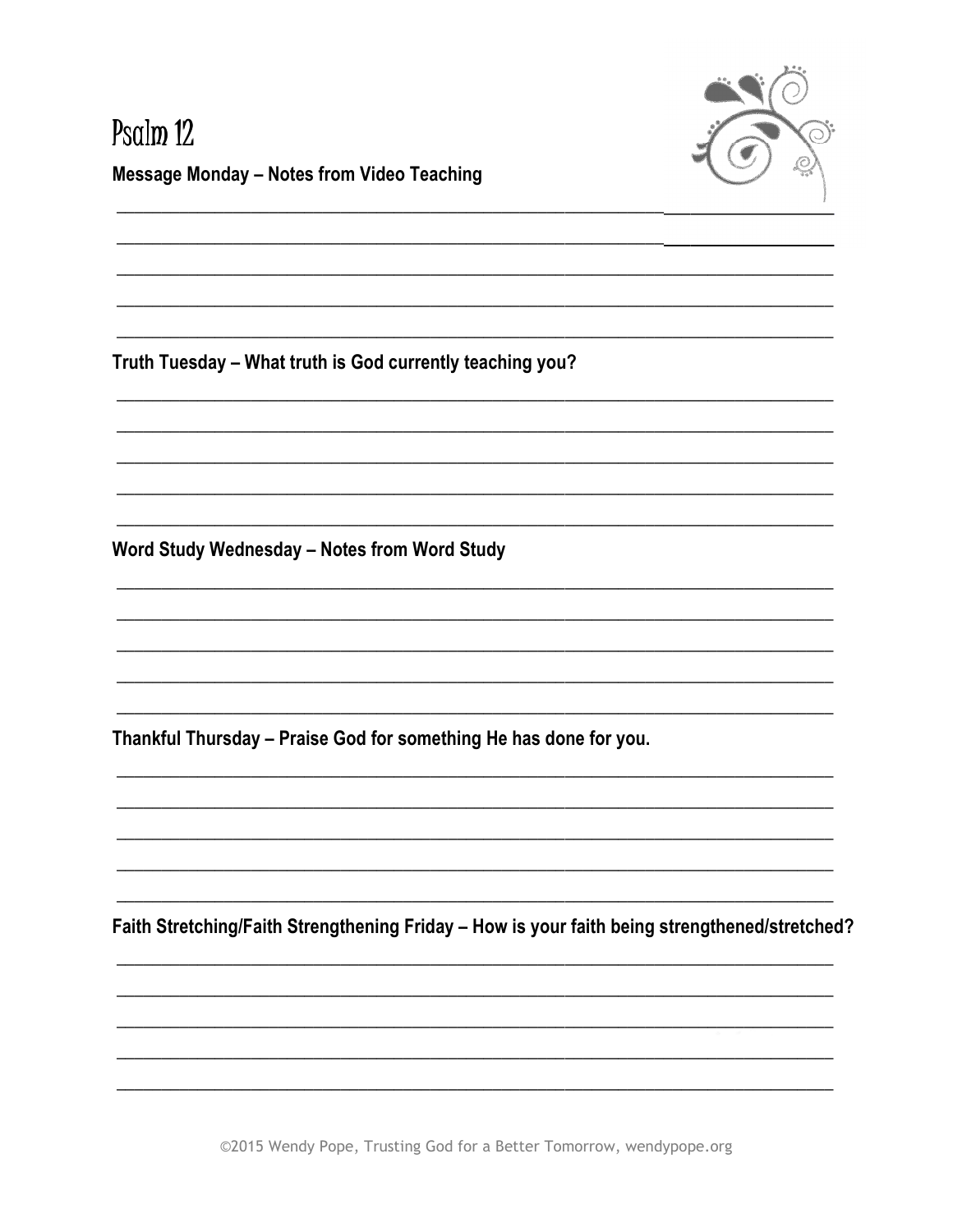# Psalm 12

**Message Monday – Notes from Video Teaching**

**Truth Tuesday – What truth is God currently teaching you?**

**Word Study Wednesday – Notes from Word Study**

**Thankful Thursday – Praise God for something He has done for you.**

**Faith Stretching/Faith Strengthening Friday – How is your faith being strengthened/stretched?**

©2015 Wendy Pope, Trusting God for a Better Tomorrow, wendypope.org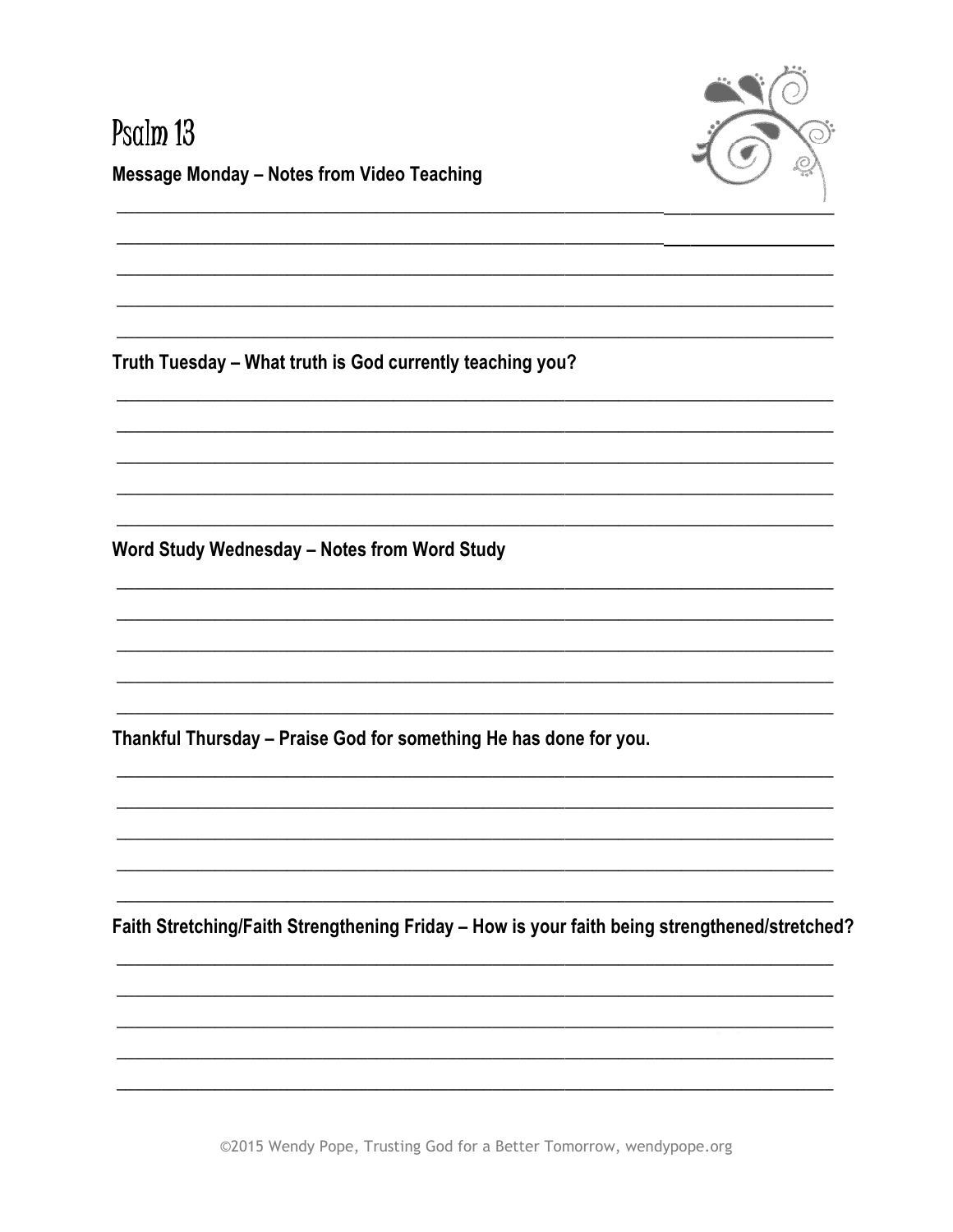# Psalm 13

**Message Monday – Notes from Video Teaching**

**Truth Tuesday – What truth is God currently teaching you?**

**Word Study Wednesday – Notes from Word Study**

**Thankful Thursday – Praise God for something He has done for you.**

**Faith Stretching/Faith Strengthening Friday – How is your faith being strengthened/stretched?**

©2015 Wendy Pope, Trusting God for a Better Tomorrow, wendypope.org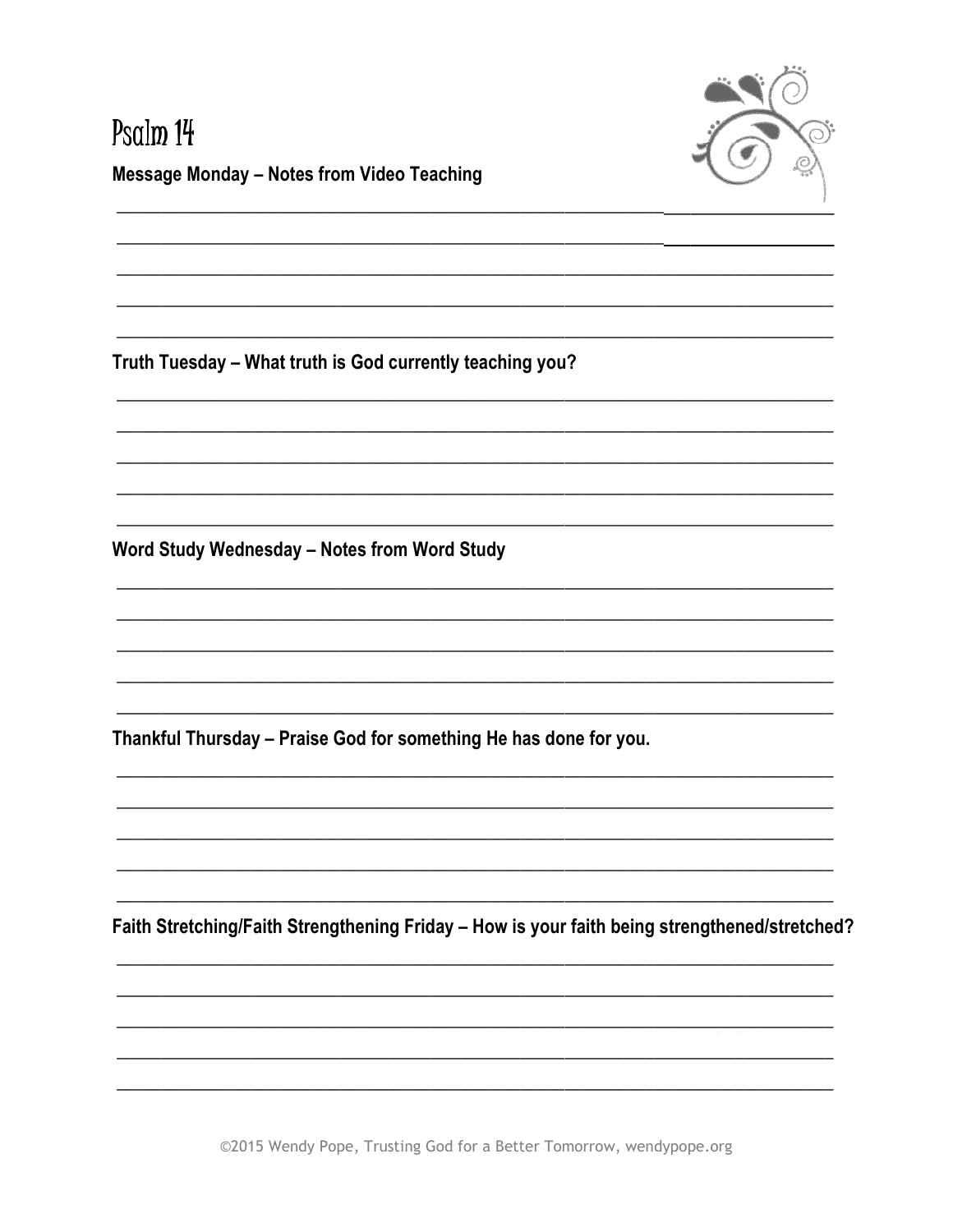# Psalm 14

**Message Monday – Notes from Video Teaching**

**Truth Tuesday – What truth is God currently teaching you?**

**Word Study Wednesday – Notes from Word Study**

**Thankful Thursday – Praise God for something He has done for you.**

**Faith Stretching/Faith Strengthening Friday – How is your faith being strengthened/stretched?**

©2015 Wendy Pope, Trusting God for a Better Tomorrow, wendypope.org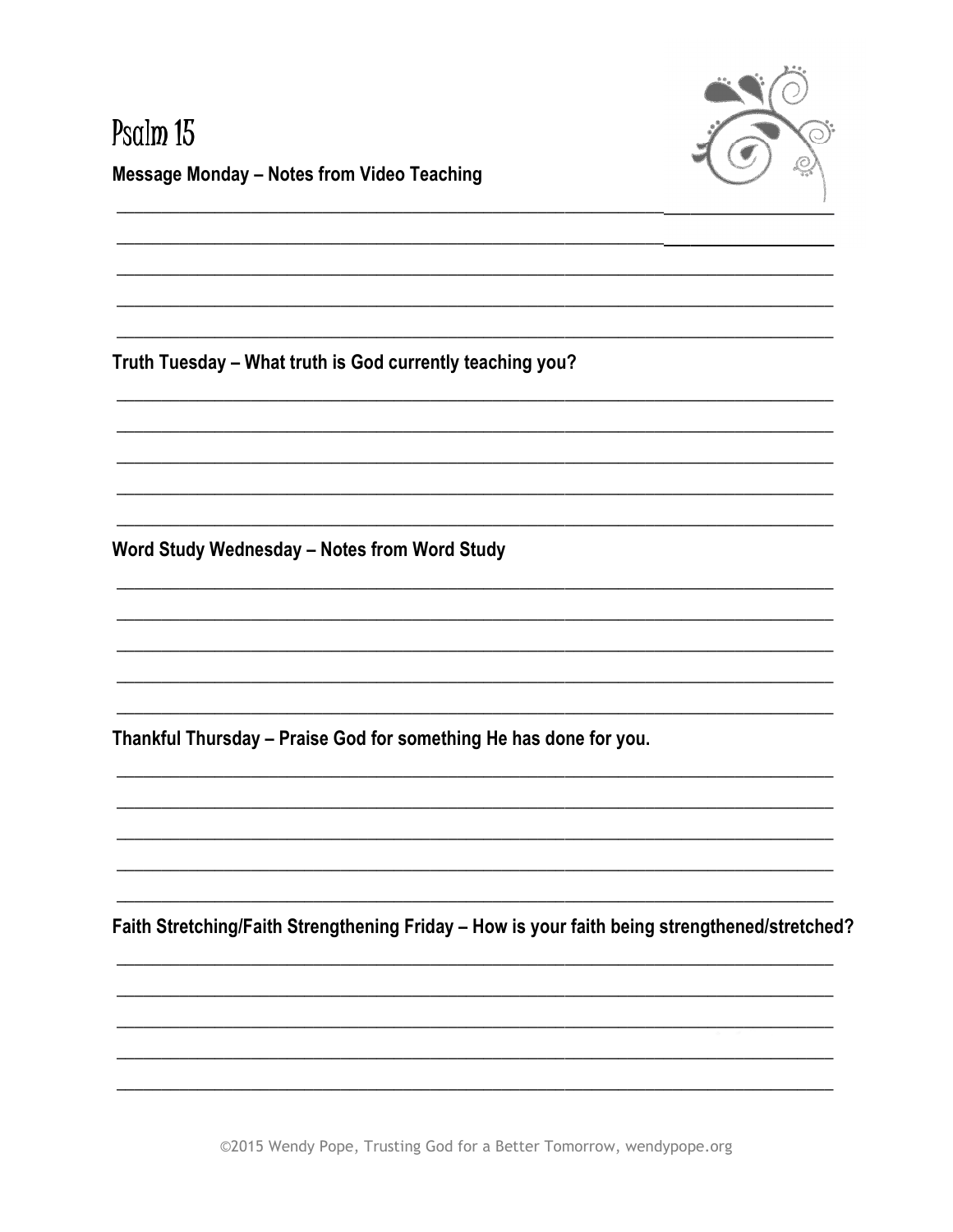# Psalm 15

**Message Monday – Notes from Video Teaching**

**Truth Tuesday – What truth is God currently teaching you?**

**Word Study Wednesday – Notes from Word Study**

**Thankful Thursday – Praise God for something He has done for you.**

**Faith Stretching/Faith Strengthening Friday – How is your faith being strengthened/stretched?**

©2015 Wendy Pope, Trusting God for a Better Tomorrow, wendypope.org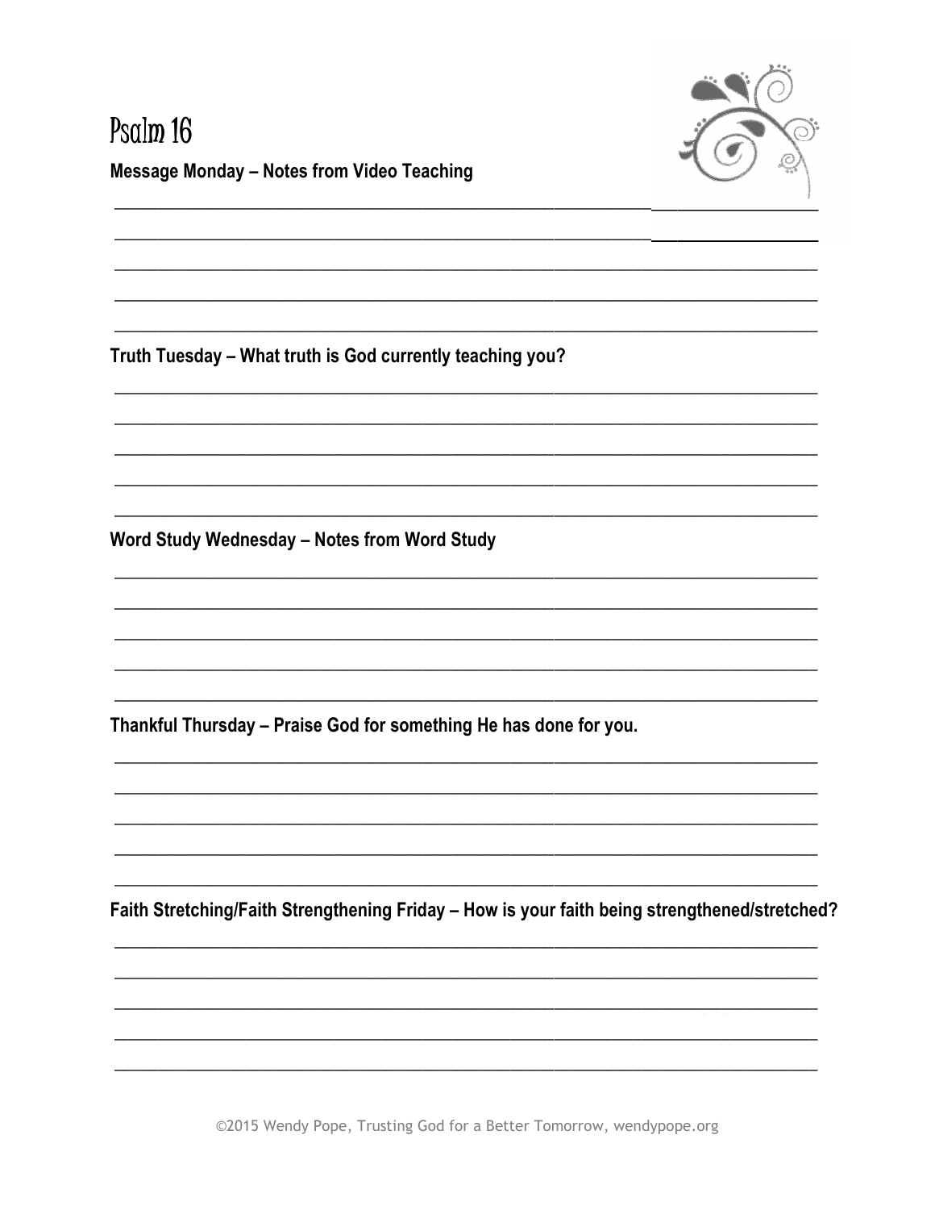# Psalm 16

**Message Monday – Notes from Video Teaching**

**Truth Tuesday – What truth is God currently teaching you?**

**Word Study Wednesday – Notes from Word Study**

**Thankful Thursday – Praise God for something He has done for you.**

**Faith Stretching/Faith Strengthening Friday – How is your faith being strengthened/stretched?**

©2015 Wendy Pope, Trusting God for a Better Tomorrow, wendypope.org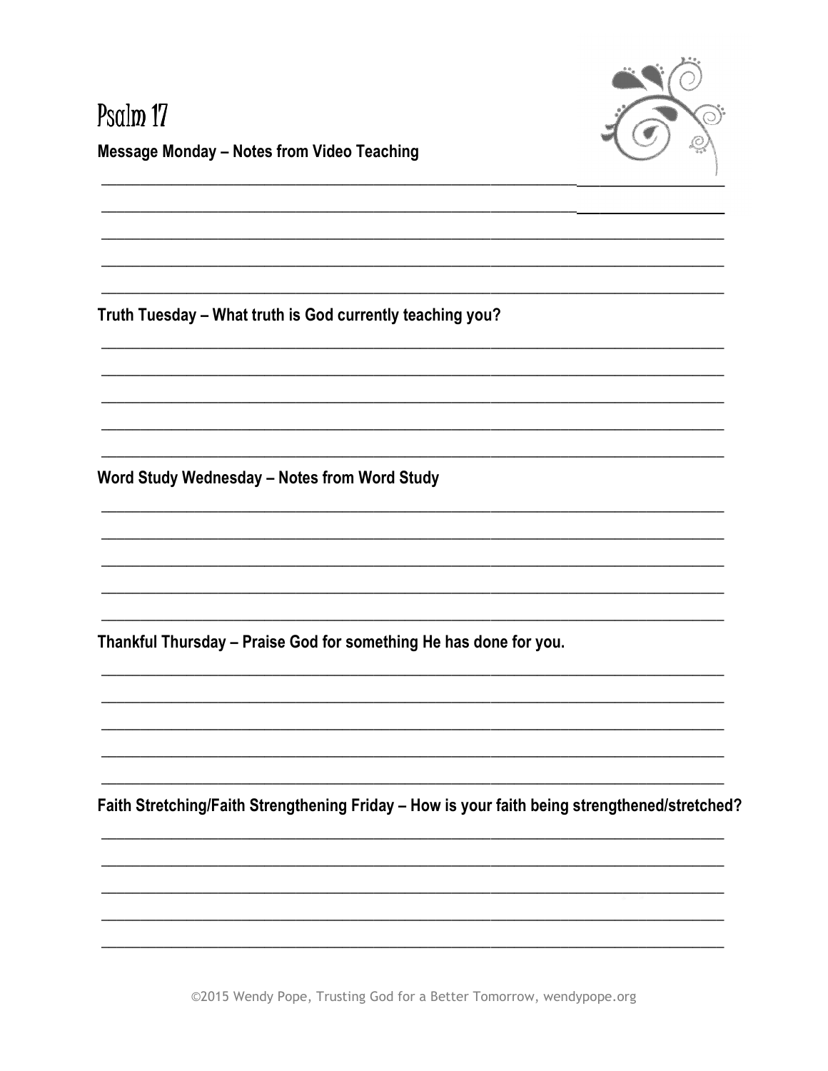# Psalm 17

**Message Monday – Notes from Video Teaching**

**Truth Tuesday – What truth is God currently teaching you?**

**Word Study Wednesday – Notes from Word Study**

**Thankful Thursday – Praise God for something He has done for you.**

**Faith Stretching/Faith Strengthening Friday – How is your faith being strengthened/stretched?**

©2015 Wendy Pope, Trusting God for a Better Tomorrow, wendypope.org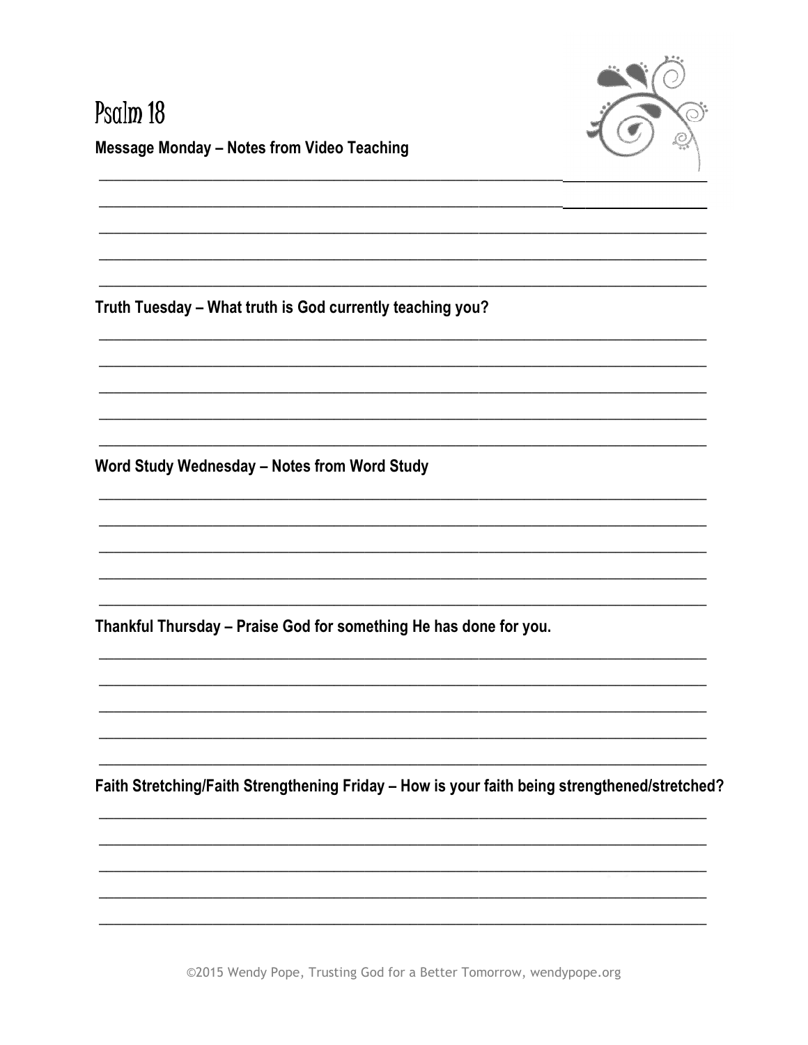# Psalm 18

**Message Monday – Notes from Video Teaching**

**Truth Tuesday – What truth is God currently teaching you?**

**Word Study Wednesday – Notes from Word Study**

**Thankful Thursday – Praise God for something He has done for you.**

**Faith Stretching/Faith Strengthening Friday – How is your faith being strengthened/stretched?**

©2015 Wendy Pope, Trusting God for a Better Tomorrow, wendypope.org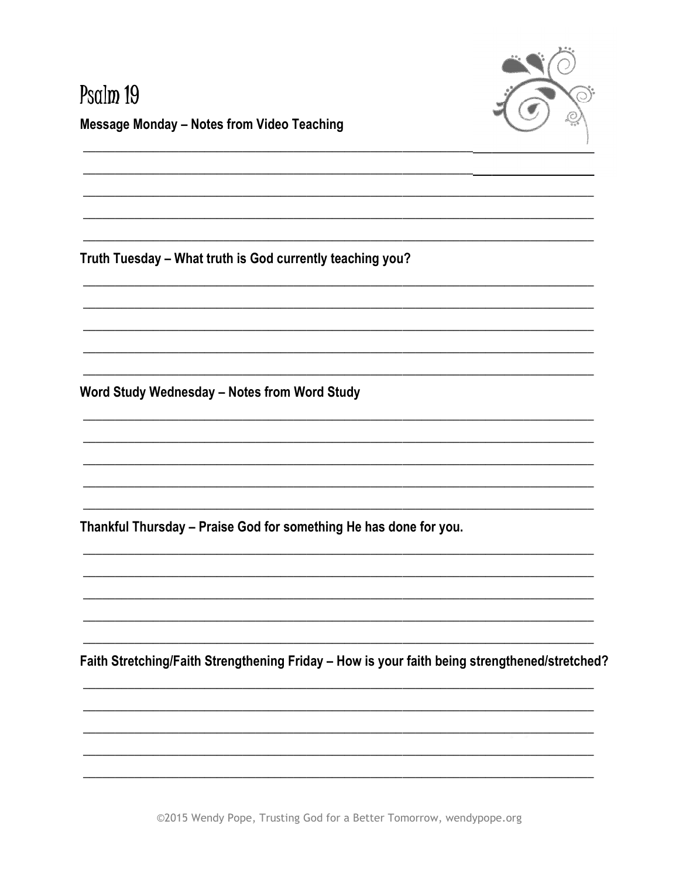# Psalm 19

**Message Monday – Notes from Video Teaching**

**Truth Tuesday – What truth is God currently teaching you?**

**Word Study Wednesday – Notes from Word Study**

**Thankful Thursday – Praise God for something He has done for you.**

**Faith Stretching/Faith Strengthening Friday – How is your faith being strengthened/stretched?**

©2015 Wendy Pope, Trusting God for a Better Tomorrow, wendypope.org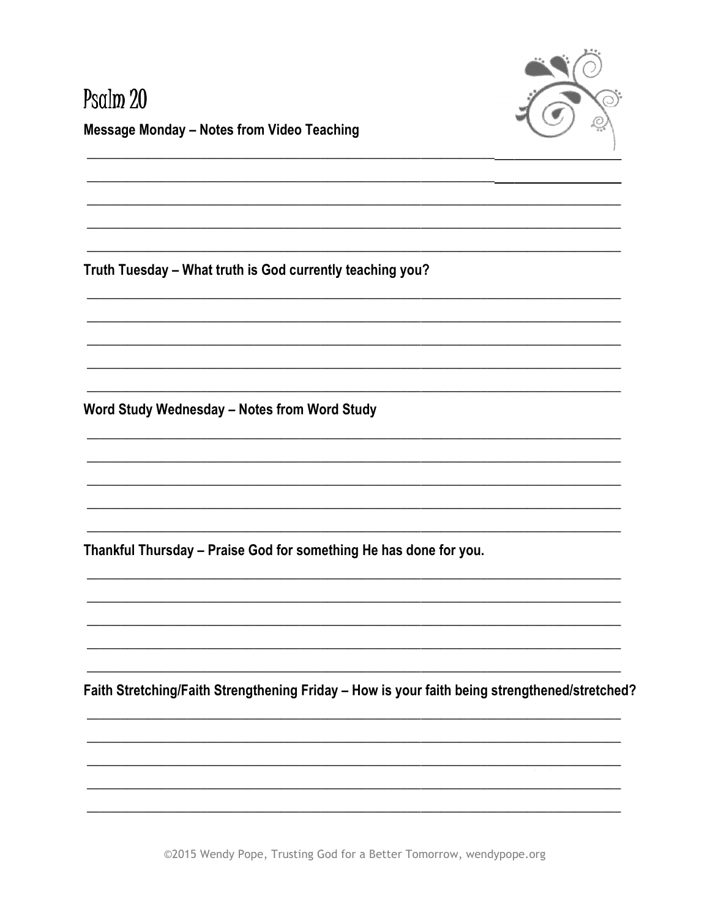# Psalm 20

**Message Monday – Notes from Video Teaching**

**Truth Tuesday – What truth is God currently teaching you?**

**Word Study Wednesday – Notes from Word Study**

**Thankful Thursday – Praise God for something He has done for you.**

**Faith Stretching/Faith Strengthening Friday – How is your faith being strengthened/stretched?**

©2015 Wendy Pope, Trusting God for a Better Tomorrow, wendypope.org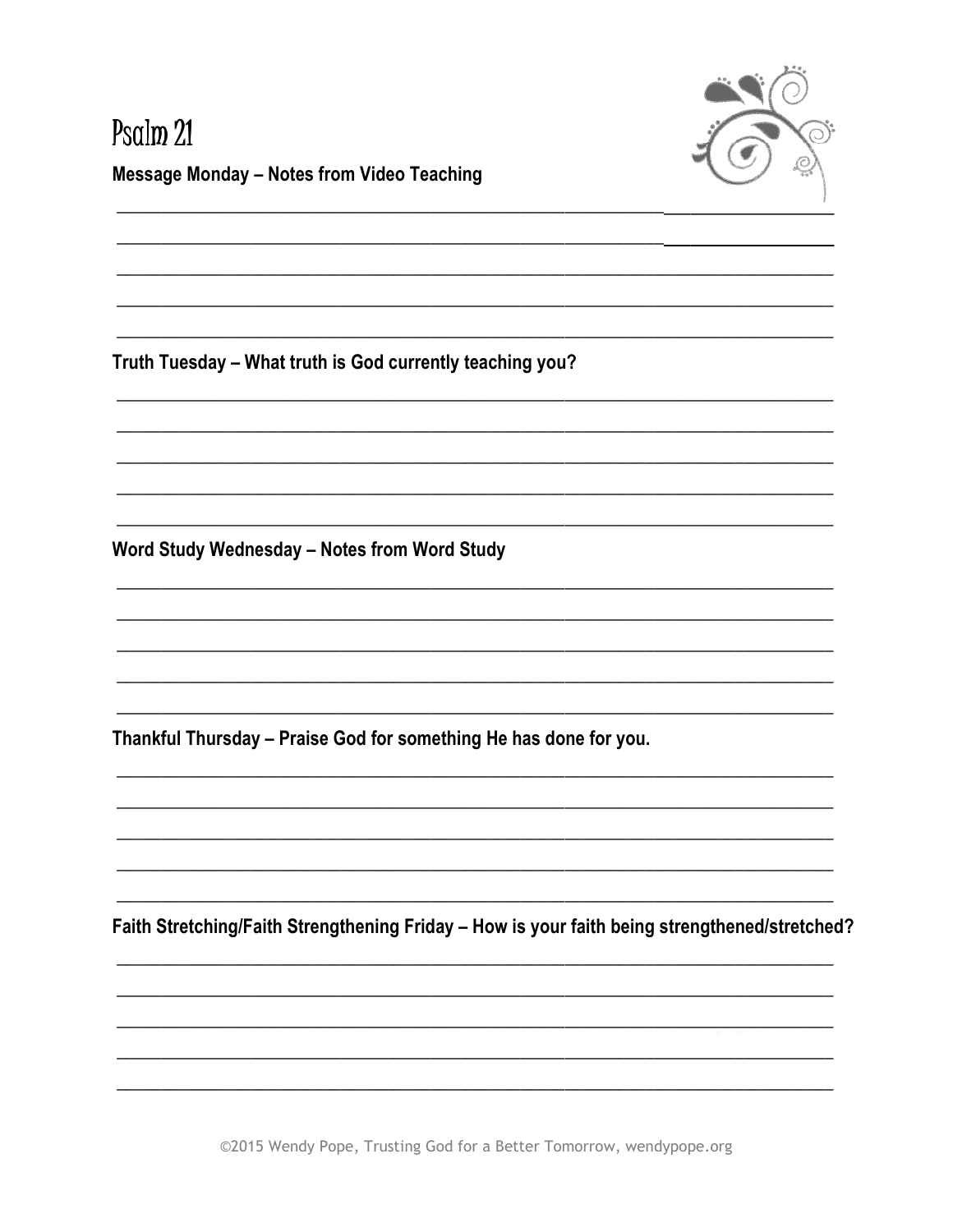# Psalm 21

**Message Monday – Notes from Video Teaching**

**Truth Tuesday – What truth is God currently teaching you?**

**Word Study Wednesday – Notes from Word Study**

**Thankful Thursday – Praise God for something He has done for you.**

**Faith Stretching/Faith Strengthening Friday – How is your faith being strengthened/stretched?**

©2015 Wendy Pope, Trusting God for a Better Tomorrow, wendypope.org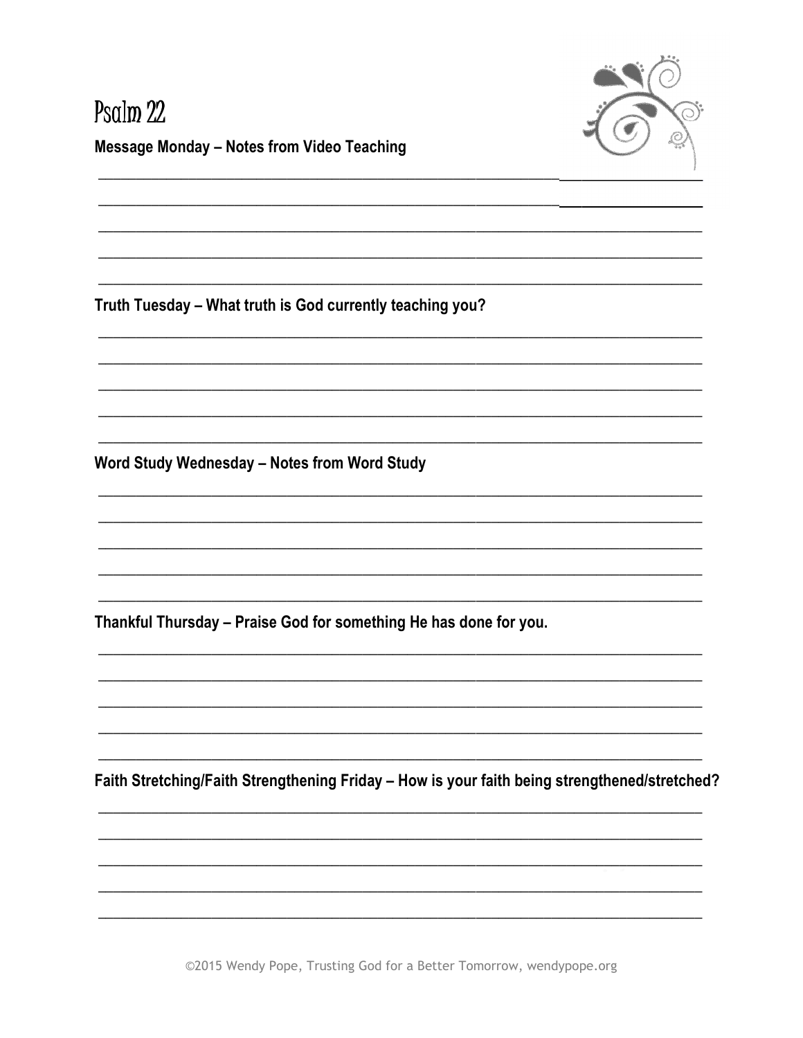# Psalm 22

**Message Monday – Notes from Video Teaching**

**Truth Tuesday – What truth is God currently teaching you?**

**Word Study Wednesday – Notes from Word Study**

**Thankful Thursday – Praise God for something He has done for you.**

**Faith Stretching/Faith Strengthening Friday – How is your faith being strengthened/stretched?**

©2015 Wendy Pope, Trusting God for a Better Tomorrow, wendypope.org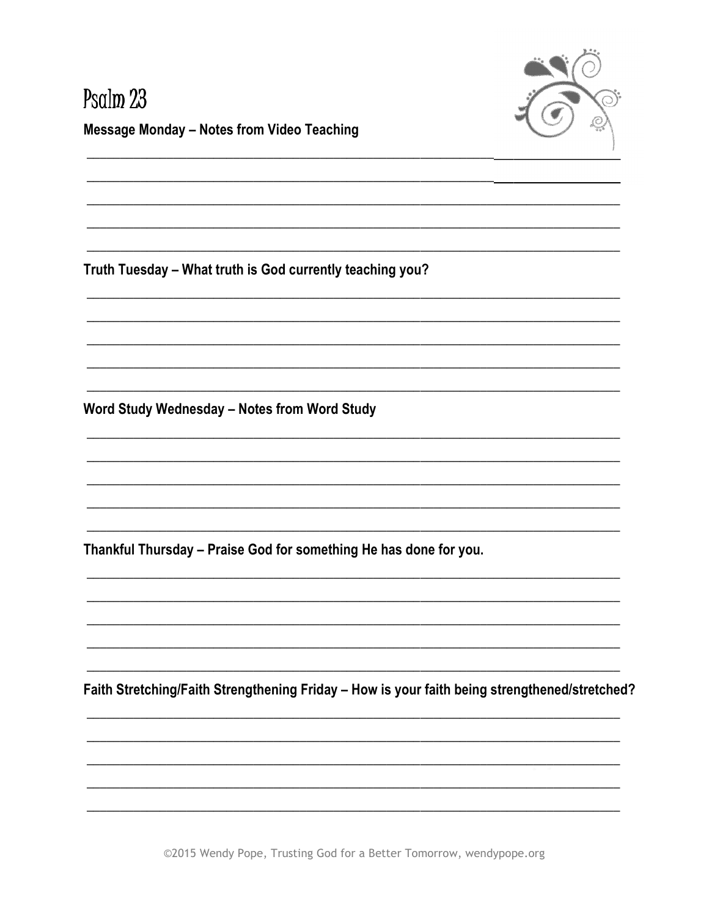# Psalm 23

**Message Monday – Notes from Video Teaching**

______________________________________________________________________________

______________________________________________________________________________

______________________________________________________________________________

______________________________________________________________________________

______________________________________________________________________________

**Truth Tuesday – What truth is God currently teaching you?**

______________________________________________________________________________

______________________________________________________________________________

______________________________________________________________________________

______________________________________________________________________________

______________________________________________________________________________

**Word Study Wednesday – Notes from Word Study**

______________________________________________________________________________

______________________________________________________________________________

______________________________________________________________________________

______________________________________________________________________________

______________________________________________________________________________

**Thankful Thursday – Praise God for something He has done for you.**

______________________________________________________________________________

______________________________________________________________________________

______________________________________________________________________________

______________________________________________________________________________

______________________________________________________________________________

**Faith Stretching/Faith Strengthening Friday – How is your faith being strengthened/stretched?**

______________________________________________________________________________

______________________________________________________________________________

______________________________________________________________________________

______________________________________________________________________________

______________________________________________________________________________

©2015 Wendy Pope, Trusting God for a Better Tomorrow, wendypope.org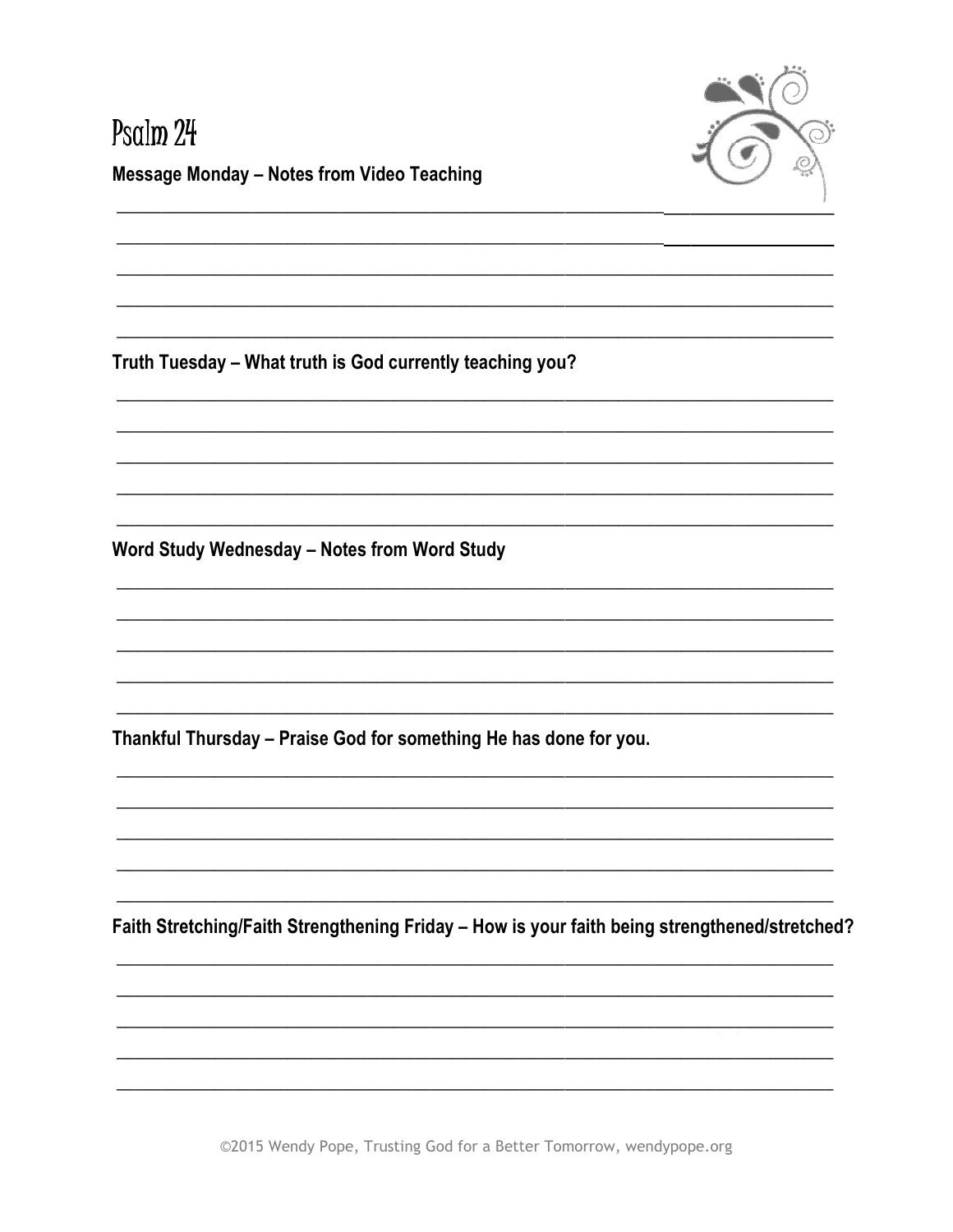# Psalm 24

**Message Monday – Notes from Video Teaching**

**Truth Tuesday – What truth is God currently teaching you?**

**Word Study Wednesday – Notes from Word Study**

**Thankful Thursday – Praise God for something He has done for you.**

**Faith Stretching/Faith Strengthening Friday – How is your faith being strengthened/stretched?**

©2015 Wendy Pope, Trusting God for a Better Tomorrow, wendypope.org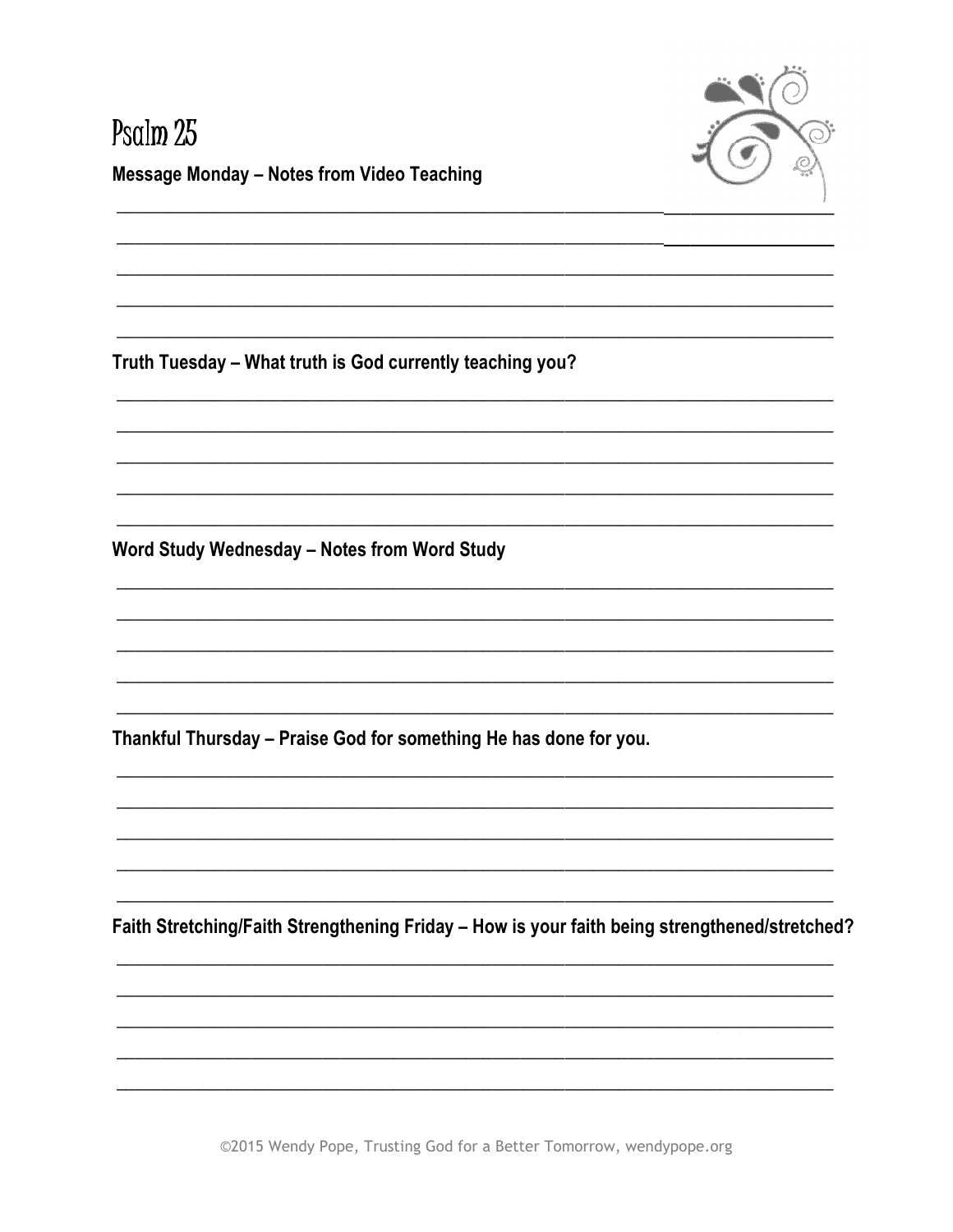# Psalm 25

**Message Monday – Notes from Video Teaching**

**Truth Tuesday – What truth is God currently teaching you?**

**Word Study Wednesday – Notes from Word Study**

**Thankful Thursday – Praise God for something He has done for you.**

**Faith Stretching/Faith Strengthening Friday – How is your faith being strengthened/stretched?**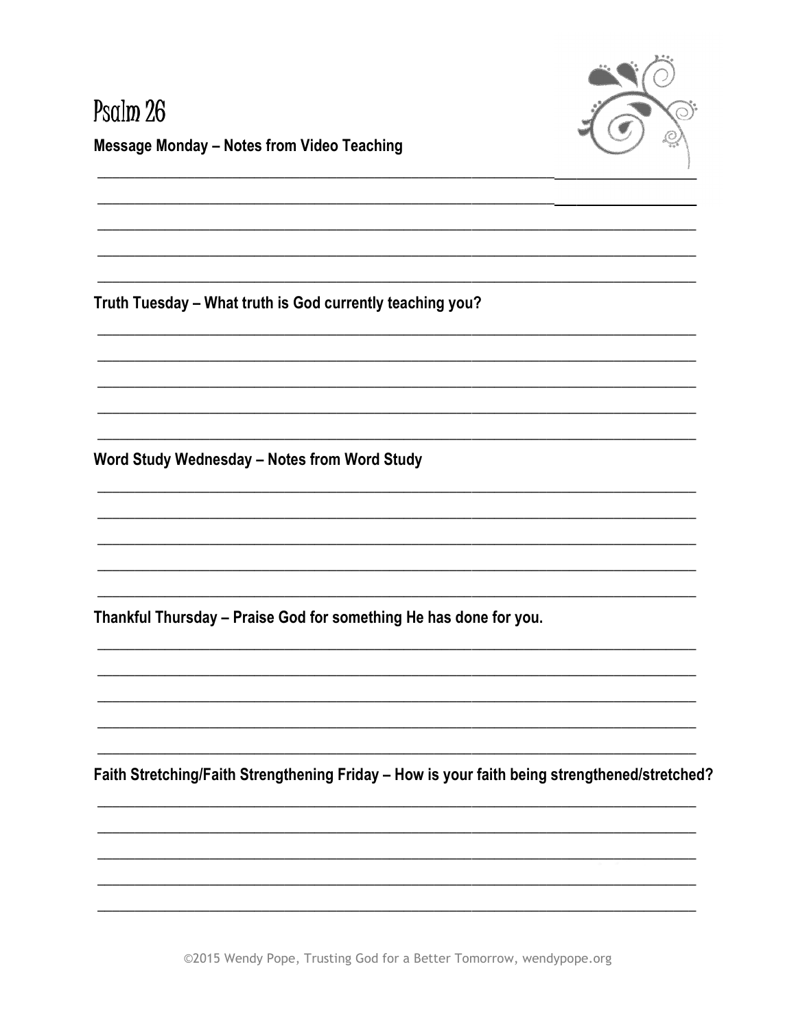# Psalm 26

**Message Monday – Notes from Video Teaching**

**Truth Tuesday – What truth is God currently teaching you?**

**Word Study Wednesday – Notes from Word Study**

**Thankful Thursday – Praise God for something He has done for you.**

**Faith Stretching/Faith Strengthening Friday – How is your faith being strengthened/stretched?**

©2015 Wendy Pope, Trusting God for a Better Tomorrow, wendypope.org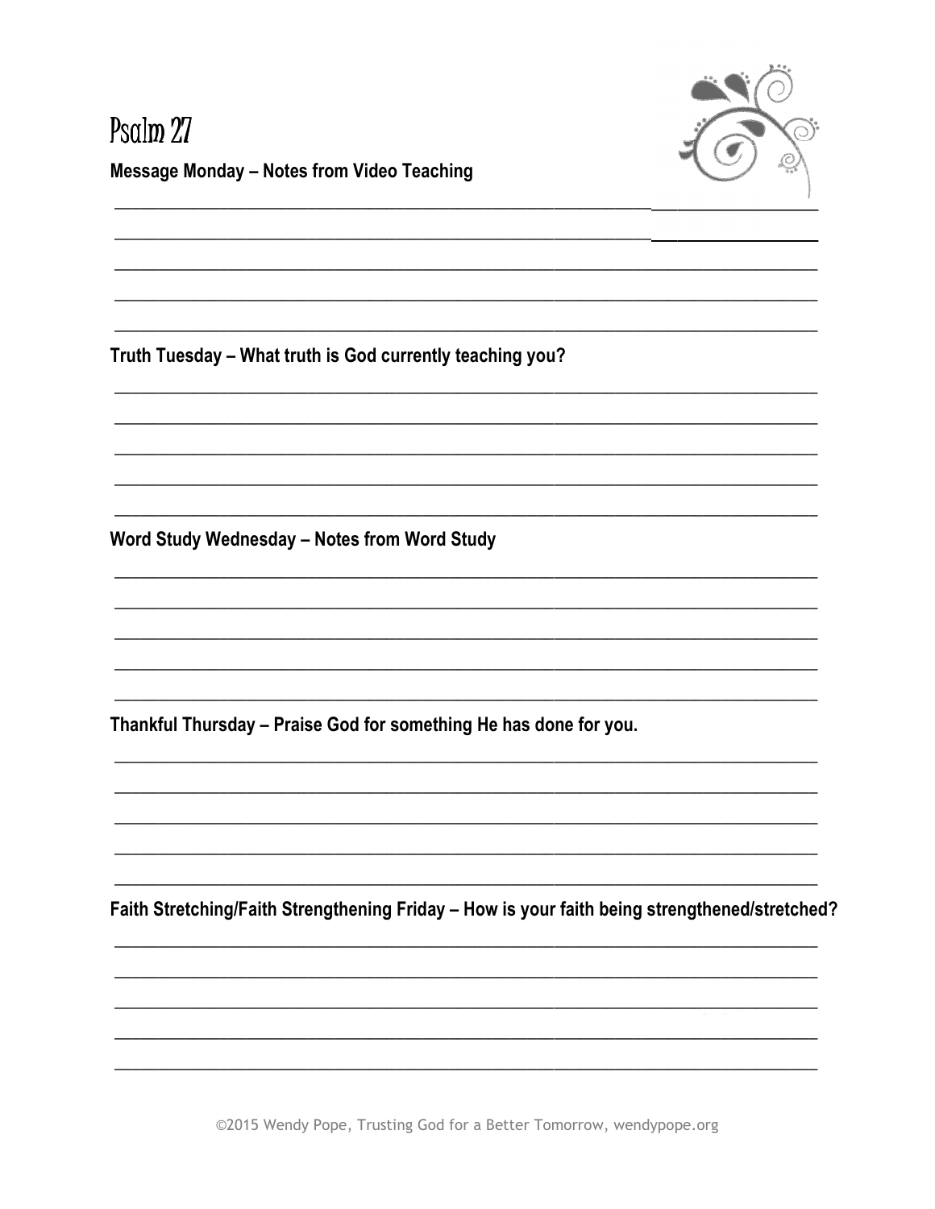# Psalm 27

**Message Monday – Notes from Video Teaching**

**Truth Tuesday – What truth is God currently teaching you?**

**Word Study Wednesday – Notes from Word Study**

**Thankful Thursday – Praise God for something He has done for you.**

**Faith Stretching/Faith Strengthening Friday – How is your faith being strengthened/stretched?**

©2015 Wendy Pope, Trusting God for a Better Tomorrow, wendypope.org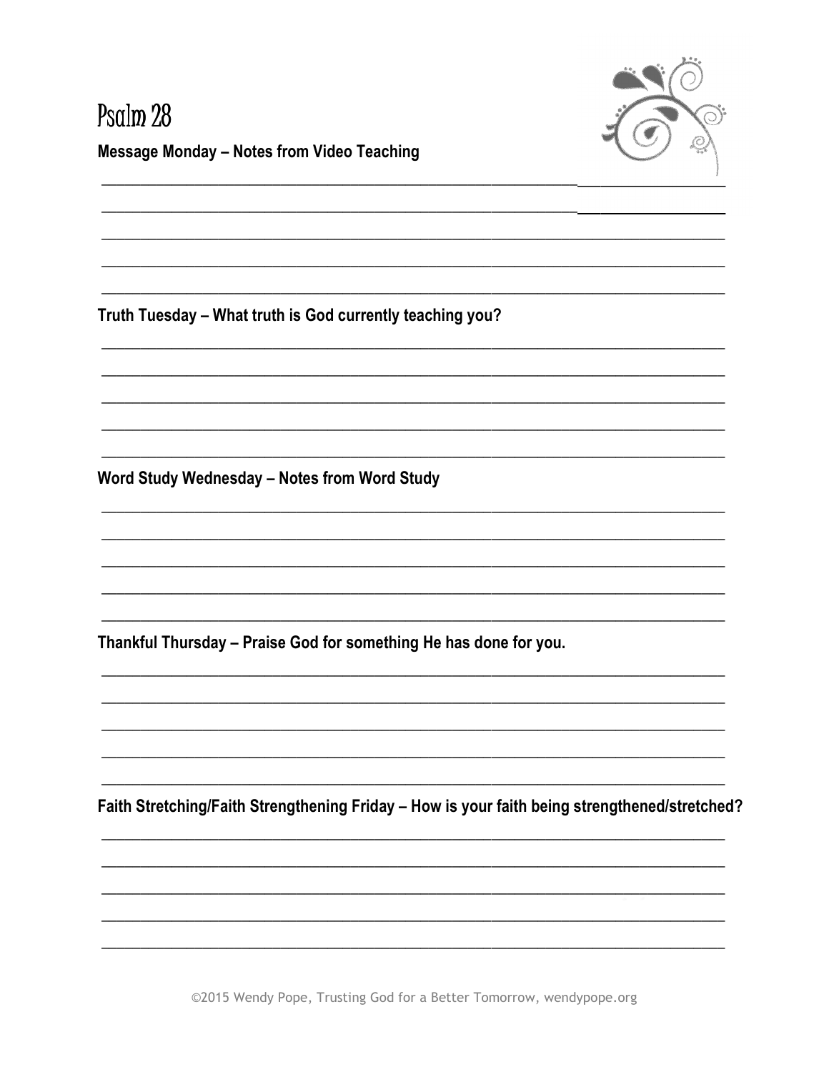# Psalm 28

**Message Monday – Notes from Video Teaching**

**Truth Tuesday – What truth is God currently teaching you?**

**Word Study Wednesday – Notes from Word Study**

**Thankful Thursday – Praise God for something He has done for you.**

**Faith Stretching/Faith Strengthening Friday – How is your faith being strengthened/stretched?**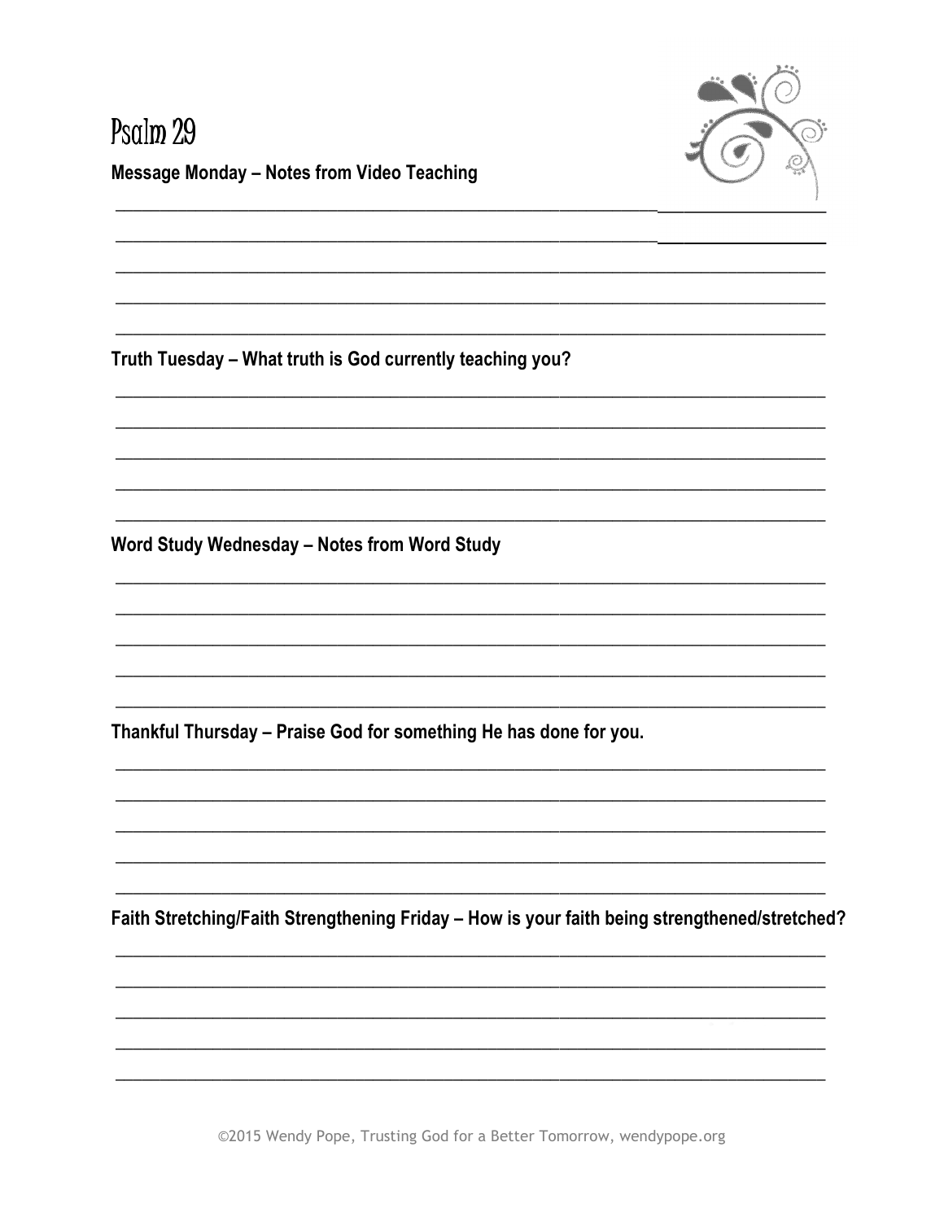# Psalm 29

**Message Monday – Notes from Video Teaching**

**Truth Tuesday – What truth is God currently teaching you?**

**Word Study Wednesday – Notes from Word Study**

**Thankful Thursday – Praise God for something He has done for you.**

**Faith Stretching/Faith Strengthening Friday – How is your faith being strengthened/stretched?**

©2015 Wendy Pope, Trusting God for a Better Tomorrow, wendypope.org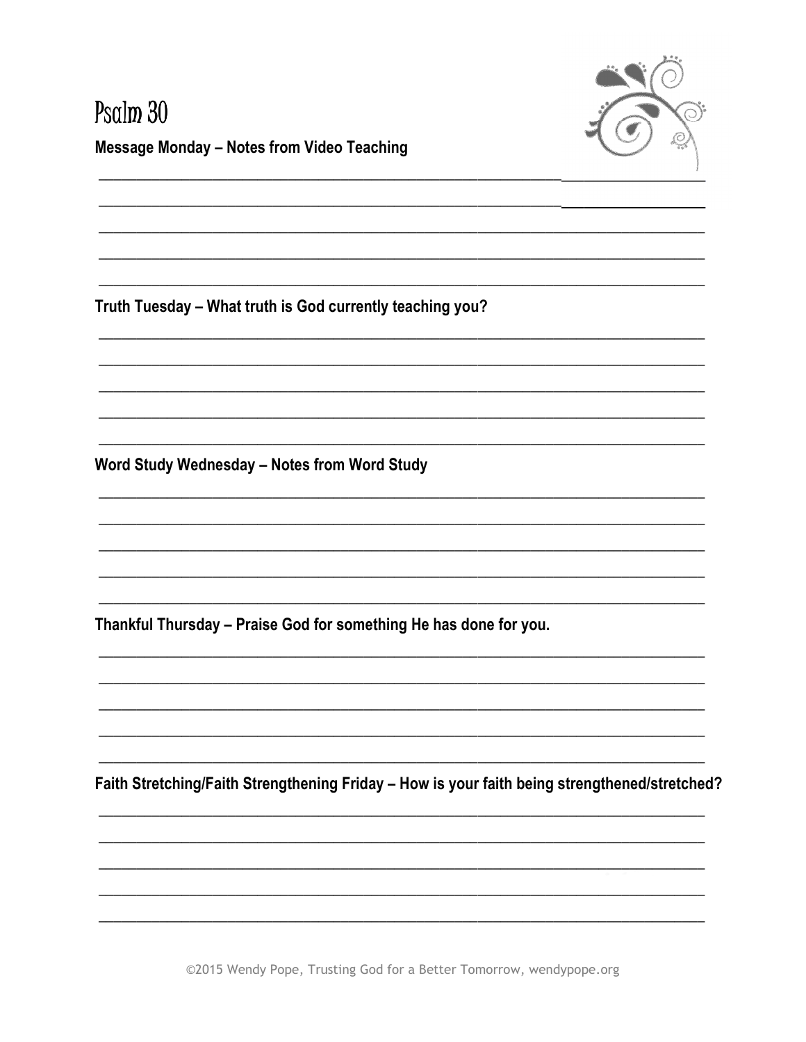# Psalm 30

**Message Monday – Notes from Video Teaching**

**Truth Tuesday – What truth is God currently teaching you?**

**Word Study Wednesday – Notes from Word Study**

**Thankful Thursday – Praise God for something He has done for you.**

**Faith Stretching/Faith Strengthening Friday – How is your faith being strengthened/stretched?**

©2015 Wendy Pope, Trusting God for a Better Tomorrow, wendypope.org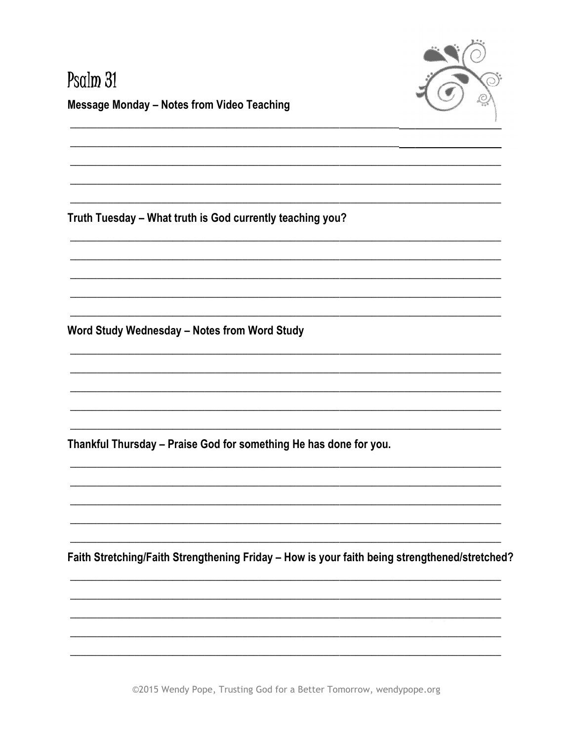# Psalm 31

**Message Monday – Notes from Video Teaching**

**Truth Tuesday – What truth is God currently teaching you?**

**Word Study Wednesday – Notes from Word Study**

**Thankful Thursday – Praise God for something He has done for you.**

**Faith Stretching/Faith Strengthening Friday – How is your faith being strengthened/stretched?**

©2015 Wendy Pope, Trusting God for a Better Tomorrow, wendypope.org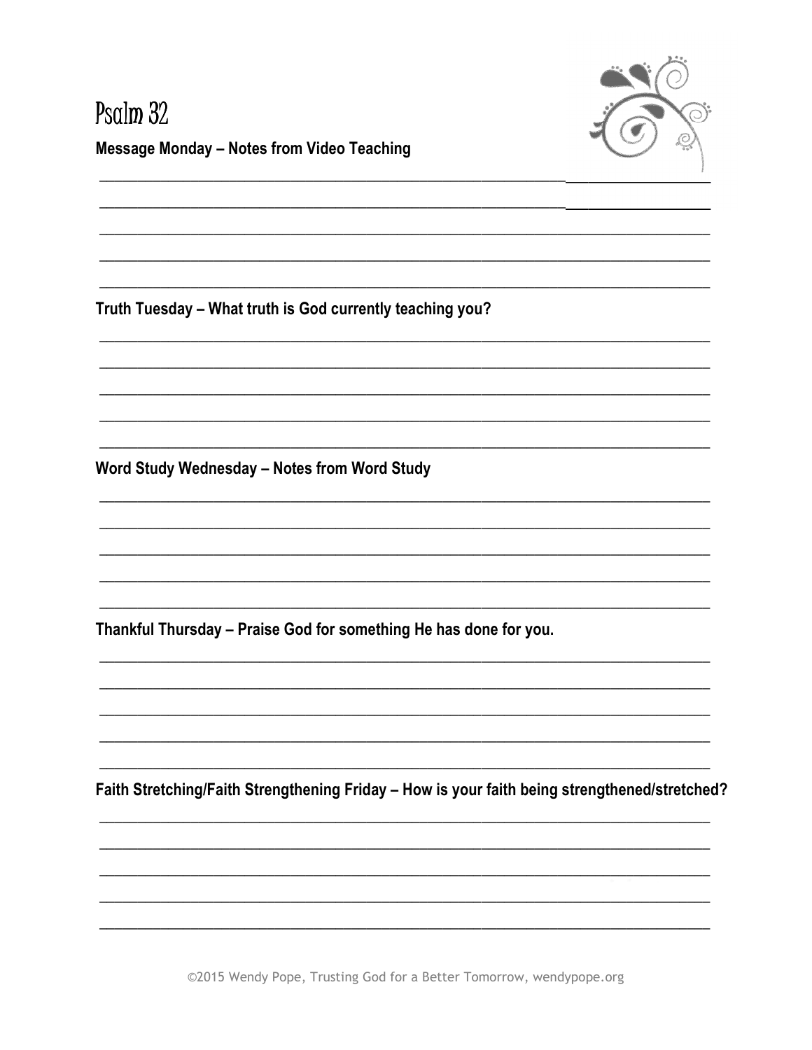# Psalm 32

**Message Monday – Notes from Video Teaching**

**Truth Tuesday – What truth is God currently teaching you?**

**Word Study Wednesday – Notes from Word Study**

**Thankful Thursday – Praise God for something He has done for you.**

**Faith Stretching/Faith Strengthening Friday – How is your faith being strengthened/stretched?**

©2015 Wendy Pope, Trusting God for a Better Tomorrow, wendypope.org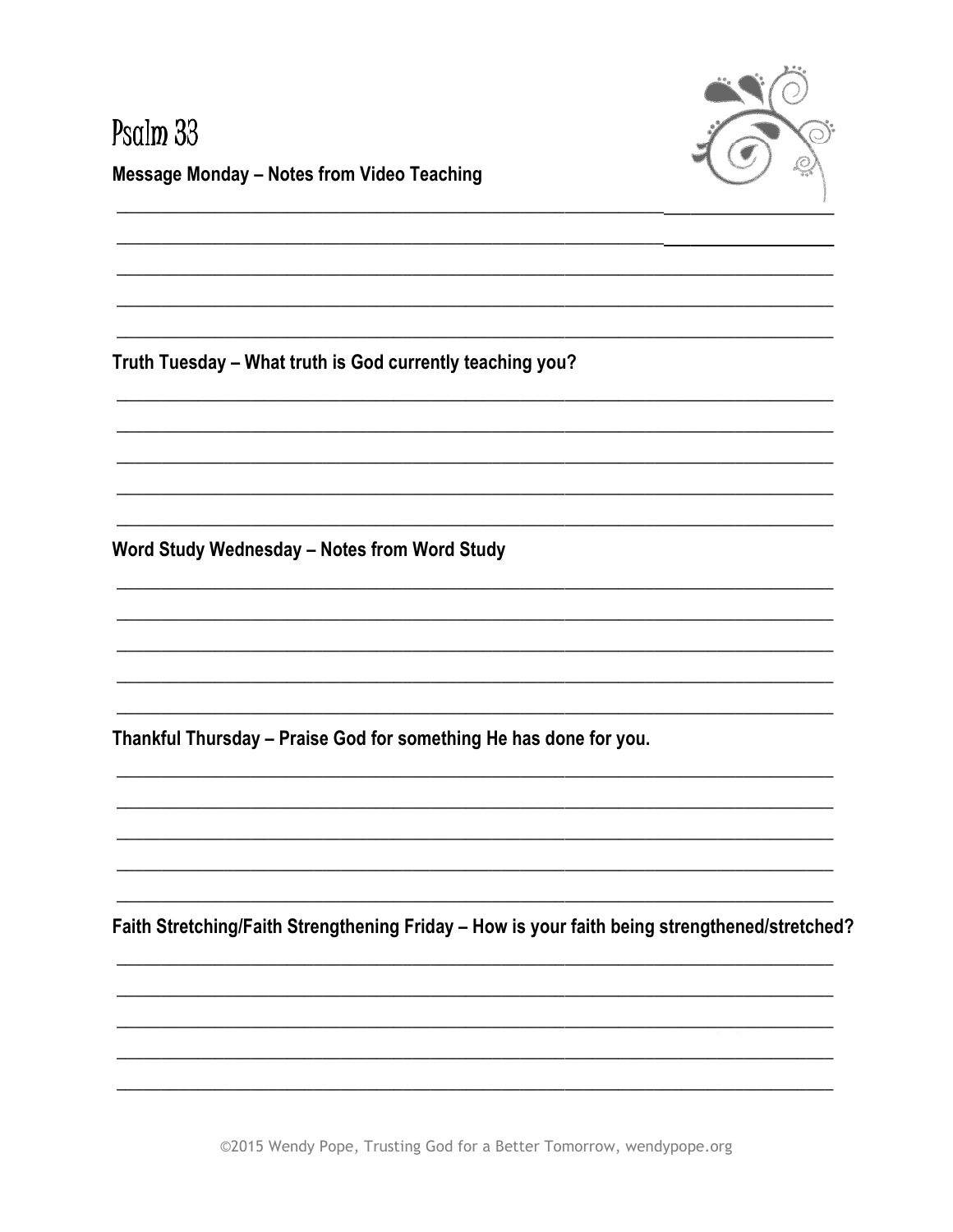# Psalm 33

**Message Monday – Notes from Video Teaching**

**Truth Tuesday – What truth is God currently teaching you?**

**Word Study Wednesday – Notes from Word Study**

**Thankful Thursday – Praise God for something He has done for you.**

**Faith Stretching/Faith Strengthening Friday – How is your faith being strengthened/stretched?**

©2015 Wendy Pope, Trusting God for a Better Tomorrow, wendypope.org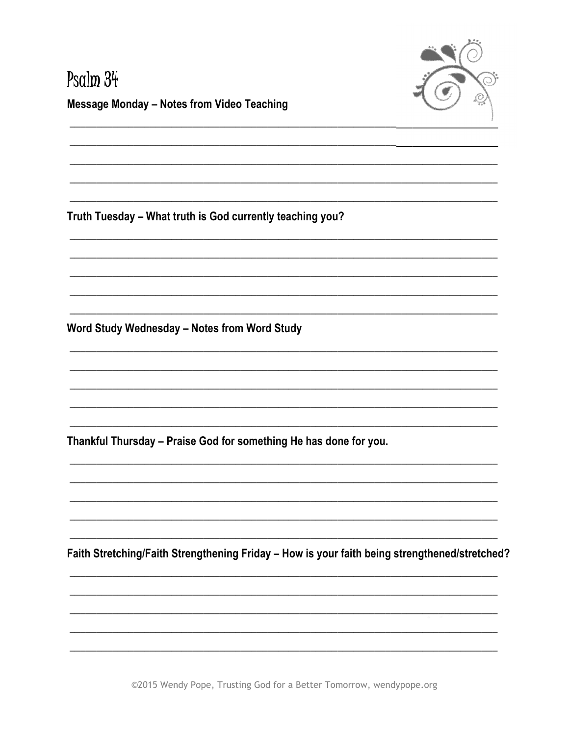# Psalm 34

**Message Monday – Notes from Video Teaching**

**Truth Tuesday – What truth is God currently teaching you?**

**Word Study Wednesday – Notes from Word Study**

**Thankful Thursday – Praise God for something He has done for you.**

**Faith Stretching/Faith Strengthening Friday – How is your faith being strengthened/stretched?**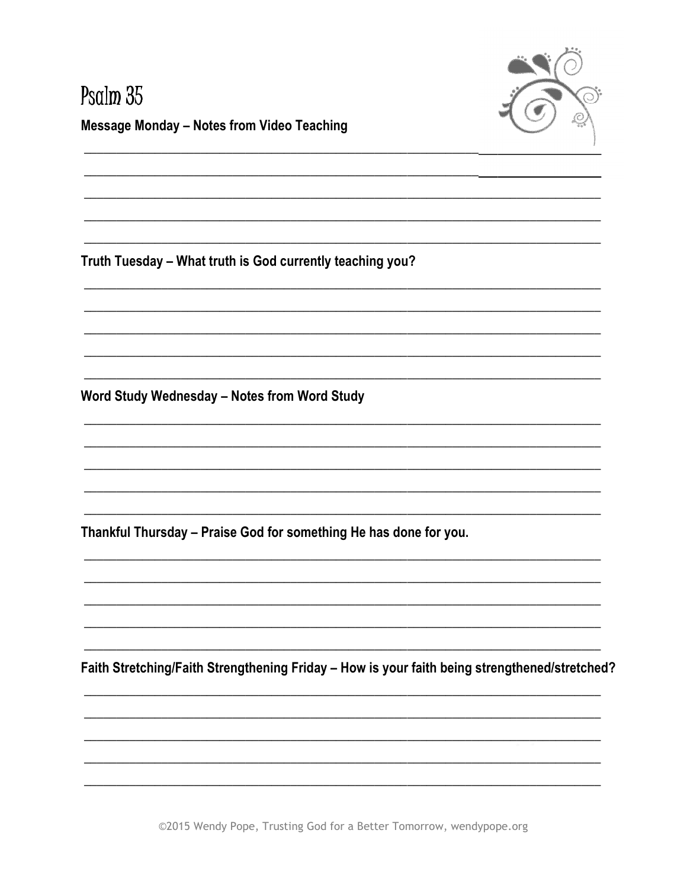# Psalm 35

**Message Monday – Notes from Video Teaching**

**Truth Tuesday – What truth is God currently teaching you?**

**Word Study Wednesday – Notes from Word Study**

**Thankful Thursday – Praise God for something He has done for you.**

**Faith Stretching/Faith Strengthening Friday – How is your faith being strengthened/stretched?**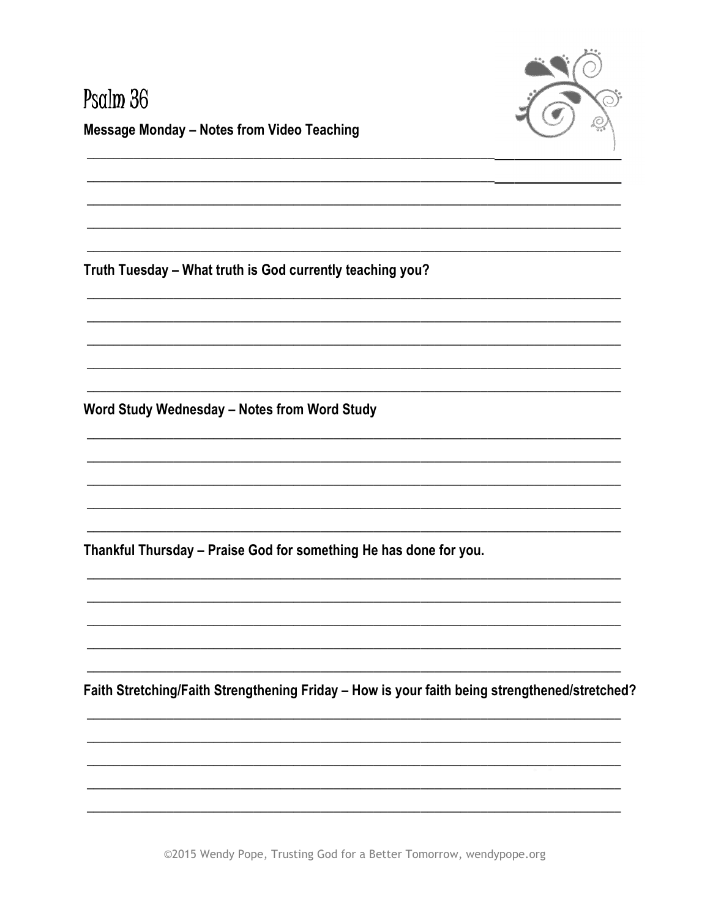# Psalm 36

**Message Monday – Notes from Video Teaching**

**Truth Tuesday – What truth is God currently teaching you?**

**Word Study Wednesday – Notes from Word Study**

**Thankful Thursday – Praise God for something He has done for you.**

**Faith Stretching/Faith Strengthening Friday – How is your faith being strengthened/stretched?**

©2015 Wendy Pope, Trusting God for a Better Tomorrow, wendypope.org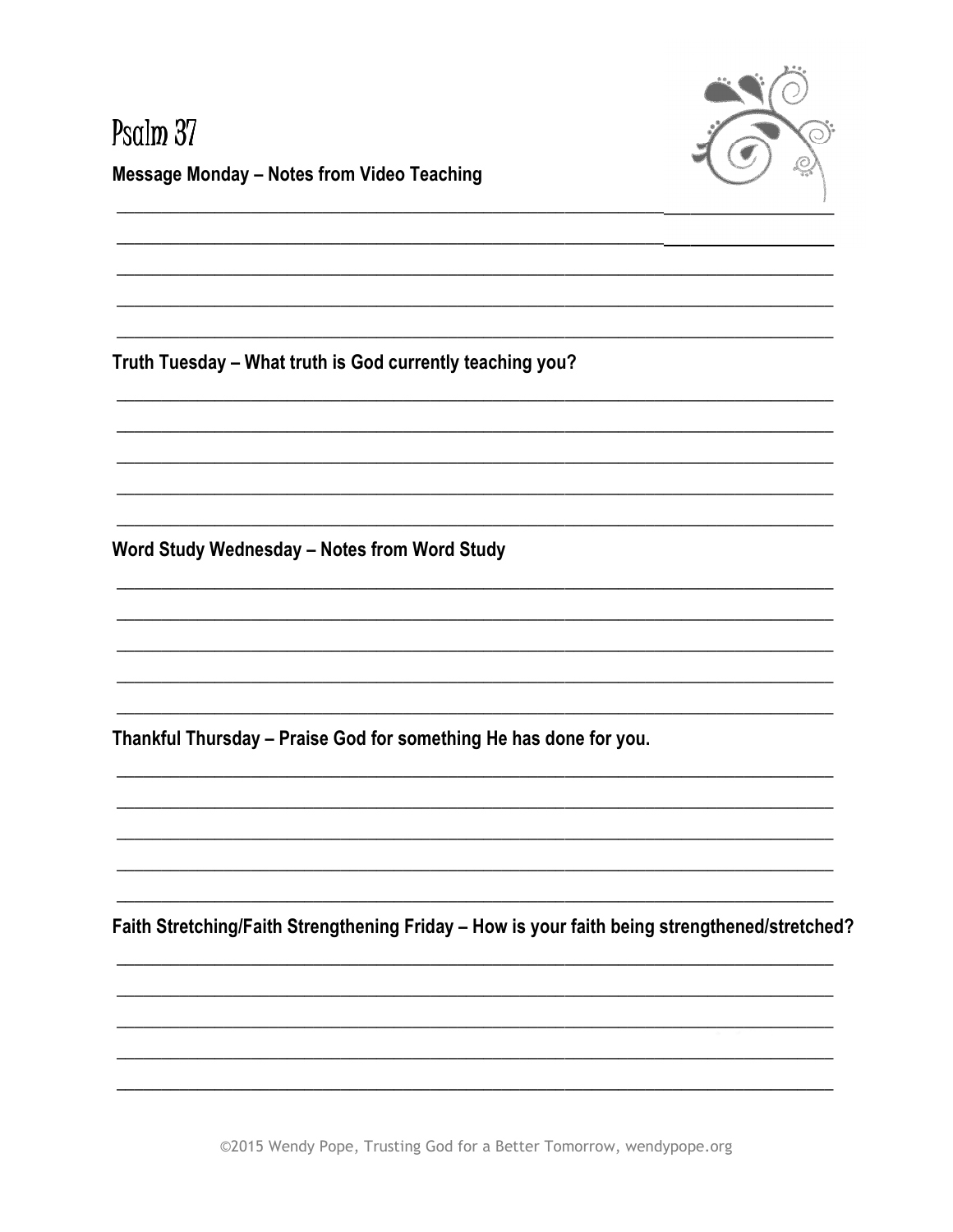# Psalm 37

**Message Monday – Notes from Video Teaching**

**Truth Tuesday – What truth is God currently teaching you?**

**Word Study Wednesday – Notes from Word Study**

**Thankful Thursday – Praise God for something He has done for you.**

**Faith Stretching/Faith Strengthening Friday – How is your faith being strengthened/stretched?**

©2015 Wendy Pope, Trusting God for a Better Tomorrow, wendypope.org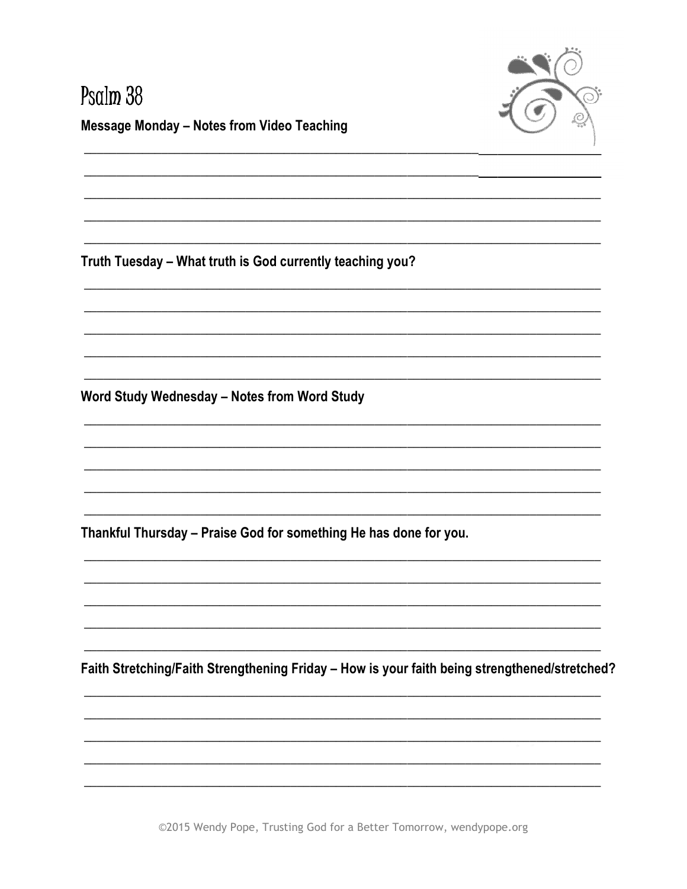# Psalm 38

**Message Monday – Notes from Video Teaching**

**Truth Tuesday – What truth is God currently teaching you?**

**Word Study Wednesday – Notes from Word Study**

**Thankful Thursday – Praise God for something He has done for you.**

**Faith Stretching/Faith Strengthening Friday – How is your faith being strengthened/stretched?**

©2015 Wendy Pope, Trusting God for a Better Tomorrow, wendypope.org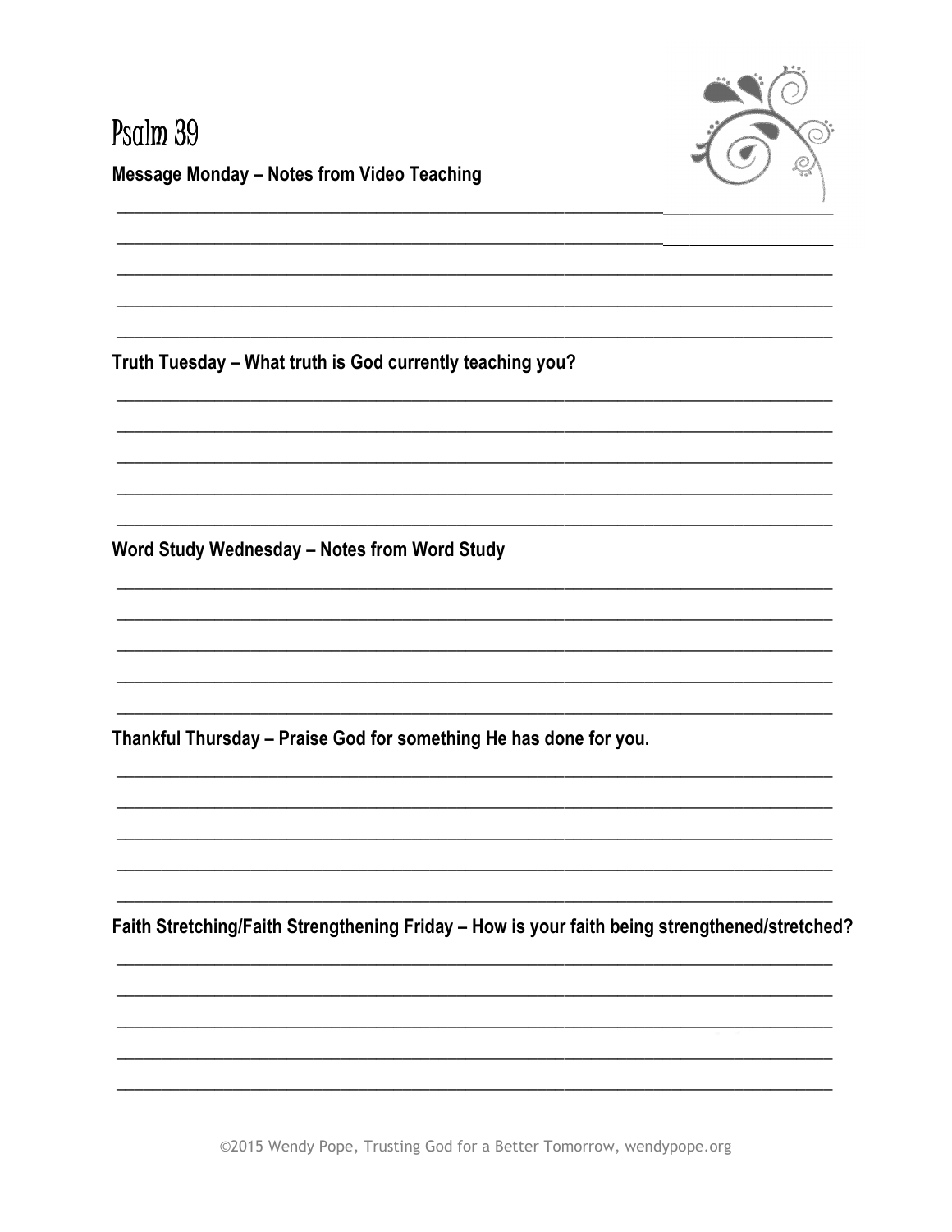# Psalm 39

**Message Monday – Notes from Video Teaching**

**Truth Tuesday – What truth is God currently teaching you?**

**Word Study Wednesday – Notes from Word Study**

**Thankful Thursday – Praise God for something He has done for you.**

**Faith Stretching/Faith Strengthening Friday – How is your faith being strengthened/stretched?**

©2015 Wendy Pope, Trusting God for a Better Tomorrow, wendypope.org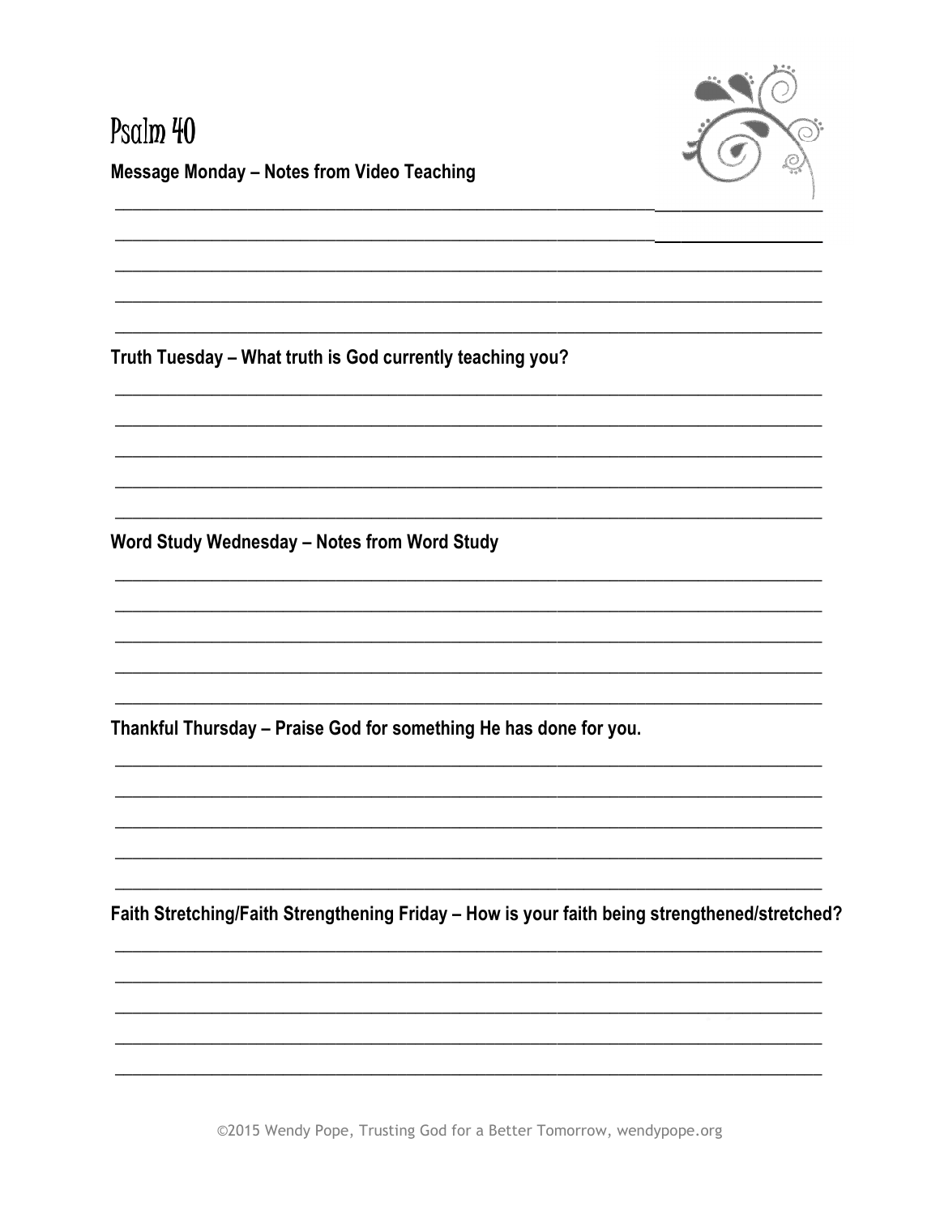# Psalm 40

**Message Monday – Notes from Video Teaching**

**Truth Tuesday – What truth is God currently teaching you?**

**Word Study Wednesday – Notes from Word Study**

**Thankful Thursday – Praise God for something He has done for you.**

**Faith Stretching/Faith Strengthening Friday – How is your faith being strengthened/stretched?**

©2015 Wendy Pope, Trusting God for a Better Tomorrow, wendypope.org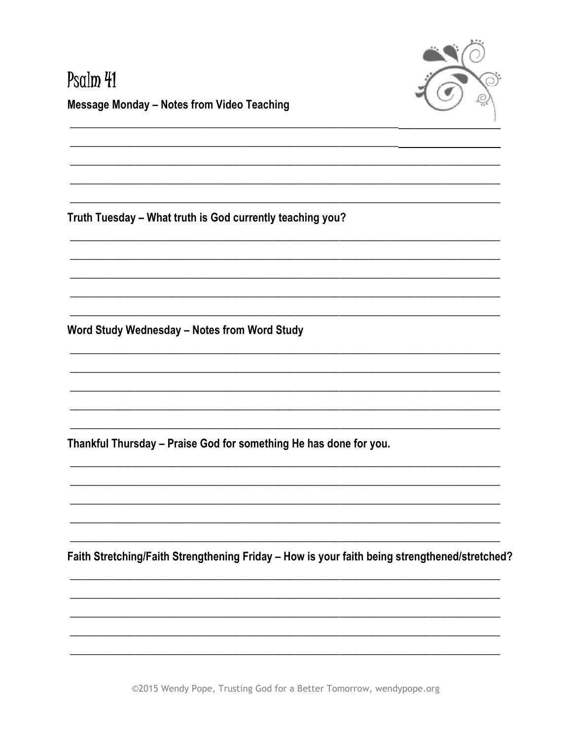# Psalm 41

**Message Monday – Notes from Video Teaching**

**Truth Tuesday – What truth is God currently teaching you?**

**Word Study Wednesday – Notes from Word Study**

**Thankful Thursday – Praise God for something He has done for you.**

**Faith Stretching/Faith Strengthening Friday – How is your faith being strengthened/stretched?**

©2015 Wendy Pope, Trusting God for a Better Tomorrow, wendypope.org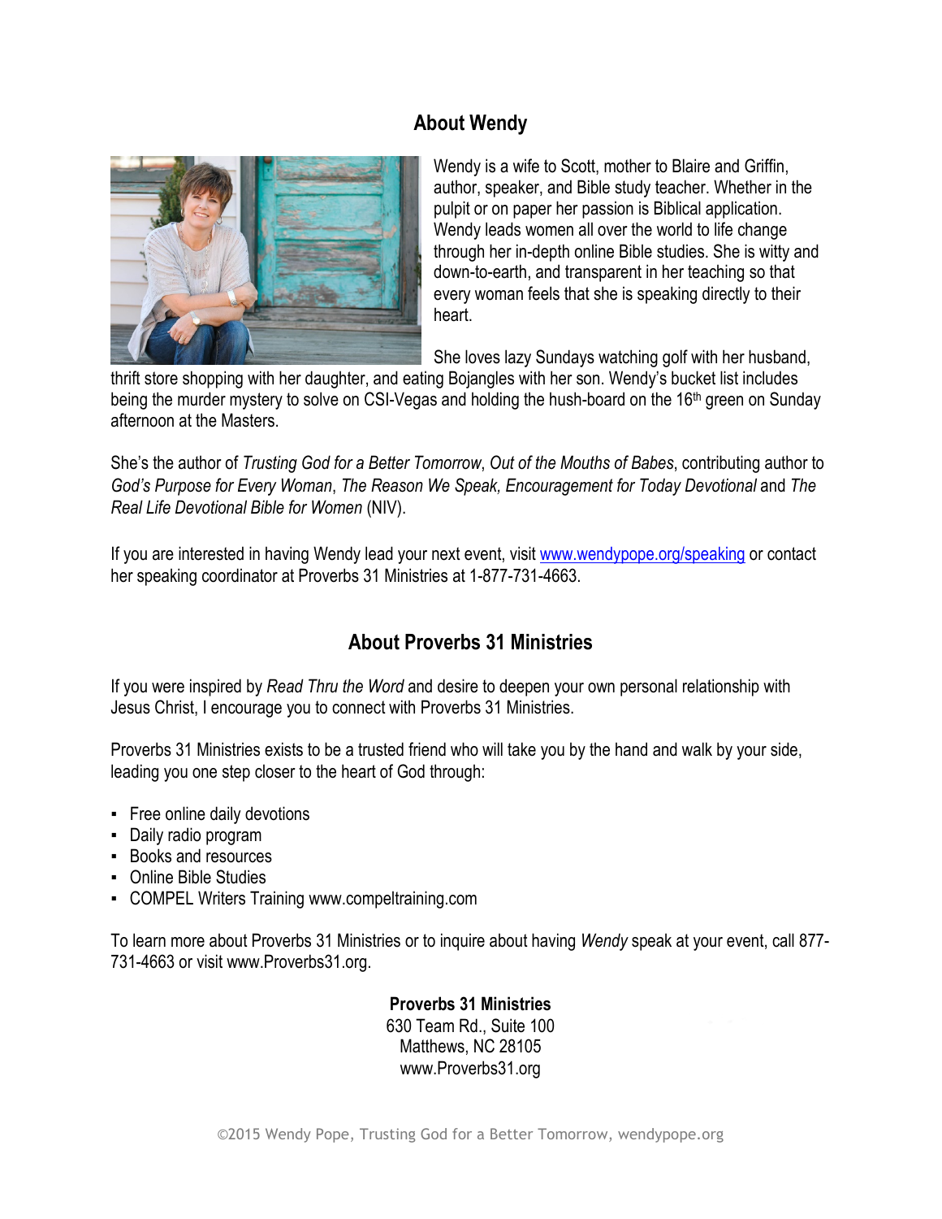## About Wendy

Wendy is a wife to Scott, mother to Blaire and Griffin, author, speaker, and Bible study teacher. Whether in the pulpit or on paper her passion is Biblical application. Wendy leads women all over the world to life change through her in-depth online Bible studies. She is witty and down-to-earth, and transparent in her teaching so that every woman feels that she is speaking directly to their heart.

She loves lazy Sundays watching golf with her husband, thrift store shopping with her daughter, and eating Bojangles with her son. Wendy's bucket list includes being the murder mystery to solve on CSI-Vegas and holding the hush-board on the 16th green on Sunday afternoon at the Masters.

She's the author of *Trusting God for a Better Tomorrow*, *Out of the Mouths of Babes*, contributing author to *God's Purpose for Every Woman*, *The Reason We Speak, Encouragement for Today Devotional* and *The Real Life Devotional Bible for Women* (NIV).

If you are interested in having Wendy lead your next event, visit www.wendypope.org/speaking or contact her speaking coordinator at Proverbs 31 Ministries at 1-877-731-4663.

## About Proverbs 31 Ministries

If you were inspired by *Read Thru the Word* and desire to deepen your own personal relationship with Jesus Christ, I encourage you to connect with Proverbs 31 Ministries.

Proverbs 31 Ministries exists to be a trusted friend who will take you by the hand and walk by your side, leading you one step closer to the heart of God through:

- Free online daily devotions
- Daily radio program
- Books and resources
- Online Bible Studies
- COMPEL Writers Training www.compeltraining.com

To learn more about Proverbs 31 Ministries or to inquire about having *Wendy* speak at your event, call 877-731-4663 or visit www.Proverbs31.org.

**Proverbs 31 Ministries**
630 Team Rd., Suite 100
Matthews, NC 28105
www.Proverbs31.org